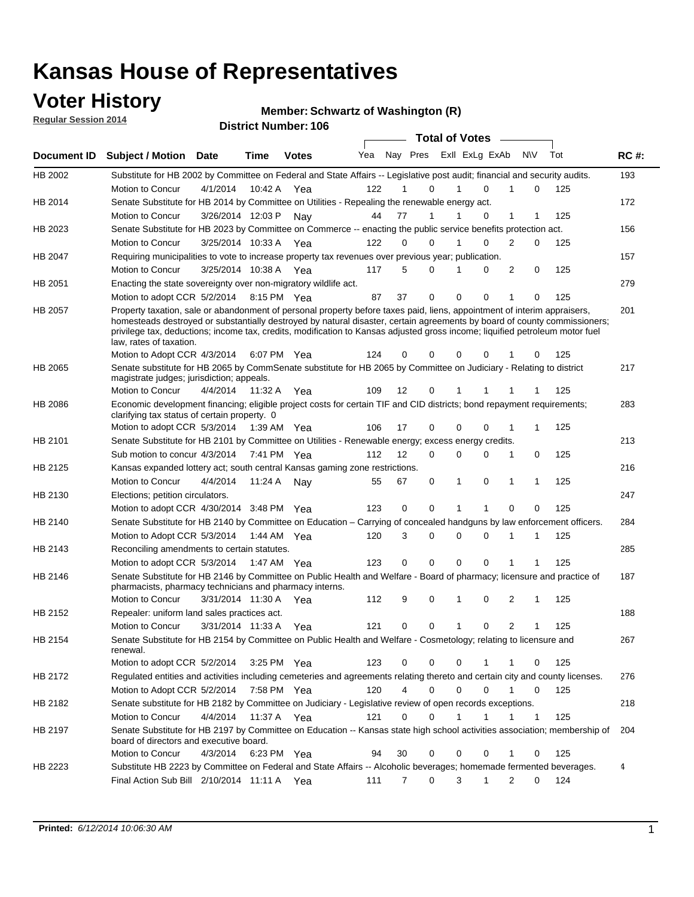# Kansas House of Representatives

## Voter History

**Regular Session 2014**

**Member: Schwartz of Washington (R)**

**District Number: 106**

| Document ID | Subject / Motion | Date | Time | Votes | Yea | Nay | Pres | ExII | ExLg | ExAb | N\V | Tot | RC #: |
|---|---|---|---|---|---|---|---|---|---|---|---|---|---|
| HB 2002 | Substitute for HB 2002 by Committee on Federal and State Affairs -- Legislative post audit; financial and security audits. | | | | | | | | | | | | 193 |
| | Motion to Concur | 4/1/2014 | 10:42 A | Yea | 122 | 1 | 0 | 1 | 0 | 1 | 0 | 125 | |
| HB 2014 | Senate Substitute for HB 2014 by Committee on Utilities - Repealing the renewable energy act. | | | | | | | | | | | | 172 |
| | Motion to Concur | 3/26/2014 | 12:03 P | Nay | 44 | 77 | 1 | 1 | 0 | 1 | 1 | 125 | |
| HB 2023 | Senate Substitute for HB 2023 by Committee on Commerce -- enacting the public service benefits protection act. | | | | | | | | | | | | 156 |
| | Motion to Concur | 3/25/2014 | 10:33 A | Yea | 122 | 0 | 0 | 1 | 0 | 2 | 0 | 125 | |
| HB 2047 | Requiring municipalities to vote to increase property tax revenues over previous year; publication. | | | | | | | | | | | | 157 |
| | Motion to Concur | 3/25/2014 | 10:38 A | Yea | 117 | 5 | 0 | 1 | 0 | 2 | 0 | 125 | |
| HB 2051 | Enacting the state sovereignty over non-migratory wildlife act. | | | | | | | | | | | | 279 |
| | Motion to adopt CCR | 5/2/2014 | 8:15 PM | Yea | 87 | 37 | 0 | 0 | 0 | 1 | 0 | 125 | |
| HB 2057 | Property taxation, sale or abandonment of personal property before taxes paid, liens, appointment of interim appraisers, homesteads destroyed or substantially destroyed by natural disaster, certain agreements by board of county commissioners; privilege tax, deductions; income tax, credits, modification to Kansas adjusted gross income; liquified petroleum motor fuel law, rates of taxation. | | | | | | | | | | | | 201 |
| | Motion to Adopt CCR | 4/3/2014 | 6:07 PM | Yea | 124 | 0 | 0 | 0 | 0 | 1 | 0 | 125 | |
| HB 2065 | Senate substitute for HB 2065 by CommSenate substitute for HB 2065 by Committee on Judiciary - Relating to district magistrate judges; jurisdiction; appeals. | | | | | | | | | | | | 217 |
| | Motion to Concur | 4/4/2014 | 11:32 A | Yea | 109 | 12 | 0 | 1 | 1 | 1 | 1 | 125 | |
| HB 2086 | Economic development financing; eligible project costs for certain TIF and CID districts; bond repayment requirements; clarifying tax status of certain property. 0 | | | | | | | | | | | | 283 |
| | Motion to adopt CCR | 5/3/2014 | 1:39 AM | Yea | 106 | 17 | 0 | 0 | 0 | 1 | 1 | 125 | |
| HB 2101 | Senate Substitute for HB 2101 by Committee on Utilities - Renewable energy; excess energy credits. | | | | | | | | | | | | 213 |
| | Sub motion to concur | 4/3/2014 | 7:41 PM | Yea | 112 | 12 | 0 | 0 | 0 | 1 | 0 | 125 | |
| HB 2125 | Kansas expanded lottery act; south central Kansas gaming zone restrictions. | | | | | | | | | | | | 216 |
| | Motion to Concur | 4/4/2014 | 11:24 A | Nay | 55 | 67 | 0 | 1 | 0 | 1 | 1 | 125 | |
| HB 2130 | Elections; petition circulators. | | | | | | | | | | | | 247 |
| | Motion to adopt CCR | 4/30/2014 | 3:48 PM | Yea | 123 | 0 | 0 | 1 | 1 | 0 | 0 | 125 | |
| HB 2140 | Senate Substitute for HB 2140 by Committee on Education – Carrying of concealed handguns by law enforcement officers. | | | | | | | | | | | | 284 |
| | Motion to Adopt CCR | 5/3/2014 | 1:44 AM | Yea | 120 | 3 | 0 | 0 | 0 | 1 | 1 | 125 | |
| HB 2143 | Reconciling amendments to certain statutes. | | | | | | | | | | | | 285 |
| | Motion to adopt CCR | 5/3/2014 | 1:47 AM | Yea | 123 | 0 | 0 | 0 | 0 | 1 | 1 | 125 | |
| HB 2146 | Senate Substitute for HB 2146 by Committee on Public Health and Welfare - Board of pharmacy; licensure and practice of pharmacists, pharmacy technicians and pharmacy interns. | | | | | | | | | | | | 187 |
| | Motion to Concur | 3/31/2014 | 11:30 A | Yea | 112 | 9 | 0 | 1 | 0 | 2 | 1 | 125 | |
| HB 2152 | Repealer: uniform land sales practices act. | | | | | | | | | | | | 188 |
| | Motion to Concur | 3/31/2014 | 11:33 A | Yea | 121 | 0 | 0 | 1 | 0 | 2 | 1 | 125 | |
| HB 2154 | Senate Substitute for HB 2154 by Committee on Public Health and Welfare - Cosmetology; relating to licensure and renewal. | | | | | | | | | | | | 267 |
| | Motion to adopt CCR | 5/2/2014 | 3:25 PM | Yea | 123 | 0 | 0 | 0 | 1 | 1 | 0 | 125 | |
| HB 2172 | Regulated entities and activities including cemeteries and agreements relating thereto and certain city and county licenses. | | | | | | | | | | | | 276 |
| | Motion to Adopt CCR | 5/2/2014 | 7:58 PM | Yea | 120 | 4 | 0 | 0 | 0 | 1 | 0 | 125 | |
| HB 2182 | Senate substitute for HB 2182 by Committee on Judiciary - Legislative review of open records exceptions. | | | | | | | | | | | | 218 |
| | Motion to Concur | 4/4/2014 | 11:37 A | Yea | 121 | 0 | 0 | 1 | 1 | 1 | 1 | 125 | |
| HB 2197 | Senate Substitute for HB 2197 by Committee on Education -- Kansas state high school activities association; membership of board of directors and executive board. | | | | | | | | | | | | 204 |
| | Motion to Concur | 4/3/2014 | 6:23 PM | Yea | 94 | 30 | 0 | 0 | 0 | 1 | 0 | 125 | |
| HB 2223 | Substitute HB 2223 by Committee on Federal and State Affairs -- Alcoholic beverages; homemade fermented beverages. | | | | | | | | | | | | 4 |
| | Final Action Sub Bill | 2/10/2014 | 11:11 A | Yea | 111 | 7 | 0 | 3 | 1 | 2 | 0 | 124 | |

**Printed:** *6/12/2014 10:06:30 AM*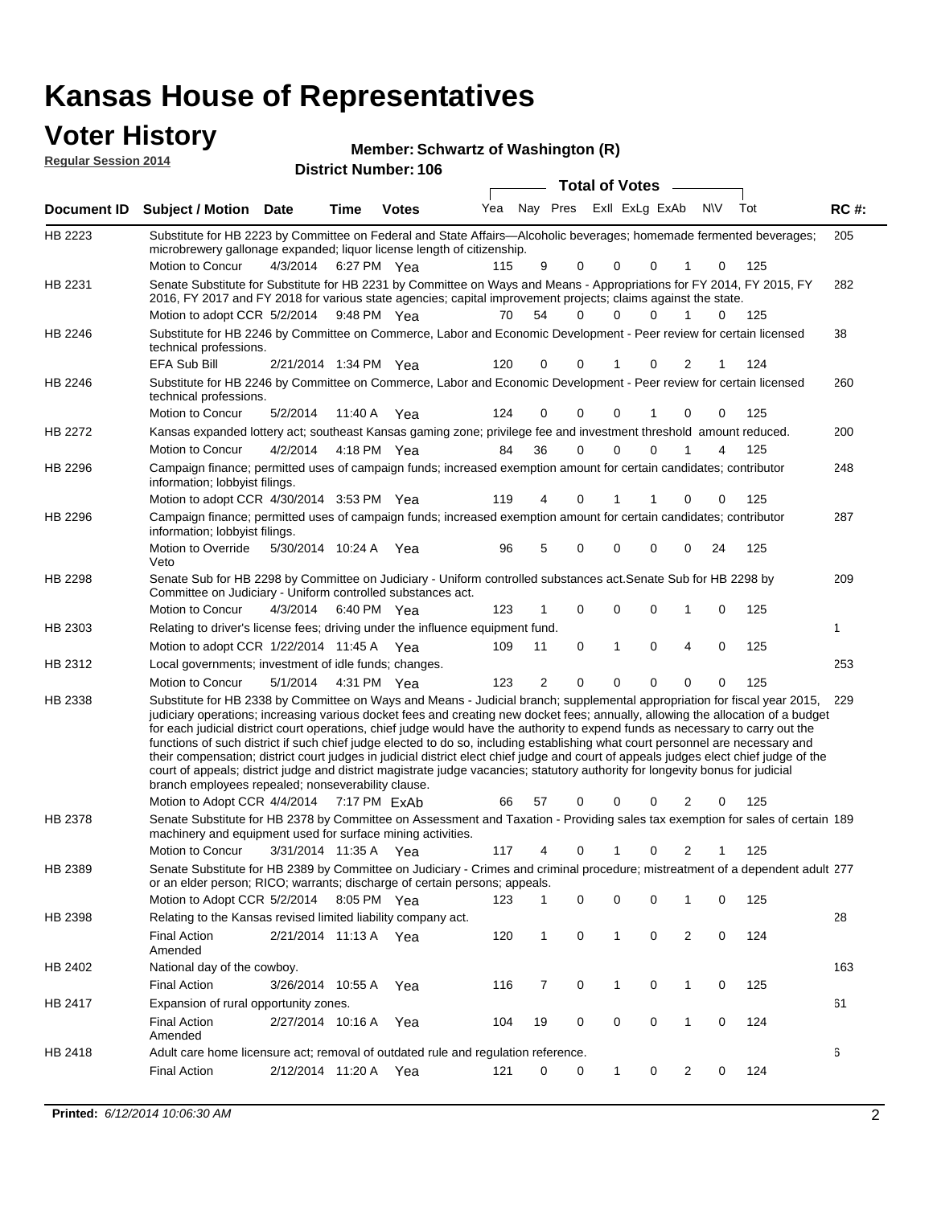# Kansas House of Representatives

## Voter History

**Regular Session 2014**

**Member: Schwartz of Washington (R)**

**District Number: 106**

| Document ID | Subject / Motion | Date | Time | Votes | Yea | Nay | Pres | ExII | ExLg | ExAb | N\V | Tot | RC #: |
|---|---|---|---|---|---|---|---|---|---|---|---|---|---|
| HB 2223 | Substitute for HB 2223 by Committee on Federal and State Affairs—Alcoholic beverages; homemade fermented beverages; microbrewery gallonage expanded; liquor license length of citizenship. | | | | | | | | | | | | 205 |
| | Motion to Concur | 4/3/2014 | 6:27 PM | Yea | 115 | 9 | 0 | 0 | 0 | 1 | 0 | 125 | |
| HB 2231 | Senate Substitute for Substitute for HB 2231 by Committee on Ways and Means - Appropriations for FY 2014, FY 2015, FY 2016, FY 2017 and FY 2018 for various state agencies; capital improvement projects; claims against the state. | | | | | | | | | | | | 282 |
| | Motion to adopt CCR | 5/2/2014 | 9:48 PM | Yea | 70 | 54 | 0 | 0 | 0 | 1 | 0 | 125 | |
| HB 2246 | Substitute for HB 2246 by Committee on Commerce, Labor and Economic Development - Peer review for certain licensed technical professions. | | | | | | | | | | | | 38 |
| | EFA Sub Bill | 2/21/2014 | 1:34 PM | Yea | 120 | 0 | 0 | 1 | 0 | 2 | 1 | 124 | |
| HB 2246 | Substitute for HB 2246 by Committee on Commerce, Labor and Economic Development - Peer review for certain licensed technical professions. | | | | | | | | | | | | 260 |
| | Motion to Concur | 5/2/2014 | 11:40 A | Yea | 124 | 0 | 0 | 0 | 1 | 0 | 0 | 125 | |
| HB 2272 | Kansas expanded lottery act; southeast Kansas gaming zone; privilege fee and investment threshold amount reduced. | | | | | | | | | | | | 200 |
| | Motion to Concur | 4/2/2014 | 4:18 PM | Yea | 84 | 36 | 0 | 0 | 0 | 1 | 4 | 125 | |
| HB 2296 | Campaign finance; permitted uses of campaign funds; increased exemption amount for certain candidates; contributor information; lobbyist filings. | | | | | | | | | | | | 248 |
| | Motion to adopt CCR | 4/30/2014 | 3:53 PM | Yea | 119 | 4 | 0 | 1 | 1 | 0 | 0 | 125 | |
| HB 2296 | Campaign finance; permitted uses of campaign funds; increased exemption amount for certain candidates; contributor information; lobbyist filings. | | | | | | | | | | | | 287 |
| | Motion to Override Veto | 5/30/2014 | 10:24 A | Yea | 96 | 5 | 0 | 0 | 0 | 0 | 24 | 125 | |
| HB 2298 | Senate Sub for HB 2298 by Committee on Judiciary - Uniform controlled substances act.Senate Sub for HB 2298 by Committee on Judiciary - Uniform controlled substances act. | | | | | | | | | | | | 209 |
| | Motion to Concur | 4/3/2014 | 6:40 PM | Yea | 123 | 1 | 0 | 0 | 0 | 1 | 0 | 125 | |
| HB 2303 | Relating to driver's license fees; driving under the influence equipment fund. | | | | | | | | | | | | 1 |
| | Motion to adopt CCR | 1/22/2014 | 11:45 A | Yea | 109 | 11 | 0 | 1 | 0 | 4 | 0 | 125 | |
| HB 2312 | Local governments; investment of idle funds; changes. | | | | | | | | | | | | 253 |
| | Motion to Concur | 5/1/2014 | 4:31 PM | Yea | 123 | 2 | 0 | 0 | 0 | 0 | 0 | 125 | |
| HB 2338 | Substitute for HB 2338 by Committee on Ways and Means - Judicial branch; supplemental appropriation for fiscal year 2015, judiciary operations; increasing various docket fees and creating new docket fees; annually, allowing the allocation of a budget for each judicial district court operations, chief judge would have the authority to expend funds as necessary to carry out the functions of such district if such chief judge elected to do so, including establishing what court personnel are necessary and their compensation; district court judges in judicial district elect chief judge and court of appeals judges elect chief judge of the court of appeals; district judge and district magistrate judge vacancies; statutory authority for longevity bonus for judicial branch employees repealed; nonseverability clause. | | | | | | | | | | | | 229 |
| | Motion to Adopt CCR | 4/4/2014 | 7:17 PM | ExAb | 66 | 57 | 0 | 0 | 0 | 2 | 0 | 125 | |
| HB 2378 | Senate Substitute for HB 2378 by Committee on Assessment and Taxation - Providing sales tax exemption for sales of certain machinery and equipment used for surface mining activities. | | | | | | | | | | | | 189 |
| | Motion to Concur | 3/31/2014 | 11:35 A | Yea | 117 | 4 | 0 | 1 | 0 | 2 | 1 | 125 | |
| HB 2389 | Senate Substitute for HB 2389 by Committee on Judiciary - Crimes and criminal procedure; mistreatment of a dependent adult or an elder person; RICO; warrants; discharge of certain persons; appeals. | | | | | | | | | | | | 277 |
| | Motion to Adopt CCR | 5/2/2014 | 8:05 PM | Yea | 123 | 1 | 0 | 0 | 0 | 1 | 0 | 125 | |
| HB 2398 | Relating to the Kansas revised limited liability company act. | | | | | | | | | | | | 28 |
| | Final Action Amended | 2/21/2014 | 11:13 A | Yea | 120 | 1 | 0 | 1 | 0 | 2 | 0 | 124 | |
| HB 2402 | National day of the cowboy. | | | | | | | | | | | | 163 |
| | Final Action | 3/26/2014 | 10:55 A | Yea | 116 | 7 | 0 | 1 | 0 | 1 | 0 | 125 | |
| HB 2417 | Expansion of rural opportunity zones. | | | | | | | | | | | | 61 |
| | Final Action Amended | 2/27/2014 | 10:16 A | Yea | 104 | 19 | 0 | 0 | 0 | 1 | 0 | 124 | |
| HB 2418 | Adult care home licensure act; removal of outdated rule and regulation reference. | | | | | | | | | | | | 6 |
| | Final Action | 2/12/2014 | 11:20 A | Yea | 121 | 0 | 0 | 1 | 0 | 2 | 0 | 124 | |

**Printed:** *6/12/2014 10:06:30 AM*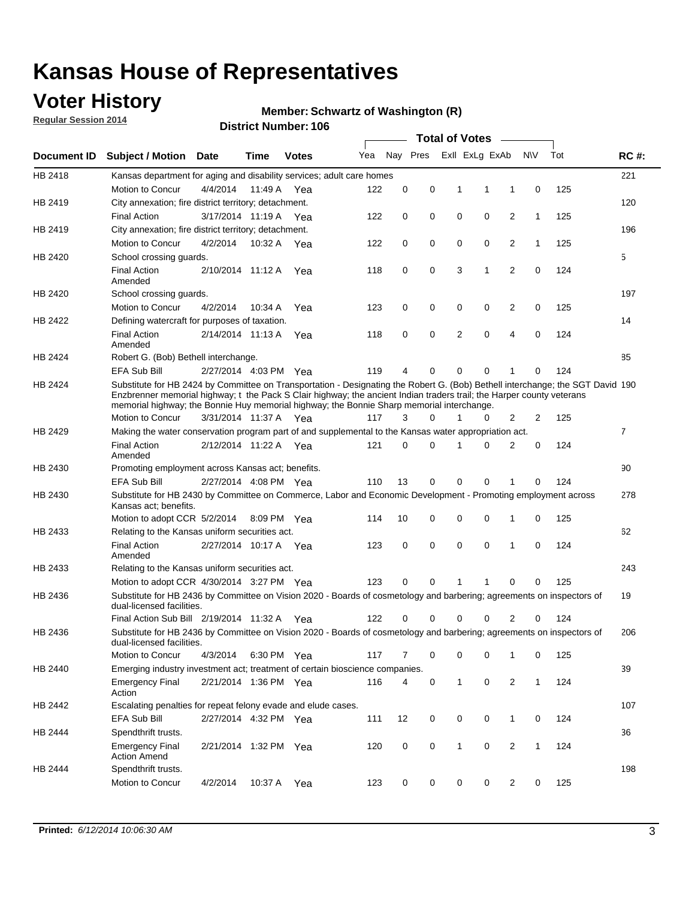# Kansas House of Representatives

## Voter History

**Regular Session 2014**

**Member: Schwartz of Washington (R)**

**District Number: 106**

| Document ID | Subject / Motion | Date | Time | Votes | Yea | Nay | Pres | ExII | ExLg | ExAb | N\V | Tot | RC #: |
|---|---|---|---|---|---|---|---|---|---|---|---|---|---|
| HB 2418 | Kansas department for aging and disability services; adult care homes | | | | | | | | | | | | 221 |
| | Motion to Concur | 4/4/2014 | 11:49 A | Yea | 122 | 0 | 0 | 1 | 1 | 1 | 0 | 125 | |
| HB 2419 | City annexation; fire district territory; detachment. | | | | | | | | | | | | 120 |
| | Final Action | 3/17/2014 | 11:19 A | Yea | 122 | 0 | 0 | 0 | 0 | 2 | 1 | 125 | |
| HB 2419 | City annexation; fire district territory; detachment. | | | | | | | | | | | | 196 |
| | Motion to Concur | 4/2/2014 | 10:32 A | Yea | 122 | 0 | 0 | 0 | 0 | 2 | 1 | 125 | |
| HB 2420 | School crossing guards. | | | | | | | | | | | | 5 |
| | Final Action Amended | 2/10/2014 | 11:12 A | Yea | 118 | 0 | 0 | 3 | 1 | 2 | 0 | 124 | |
| HB 2420 | School crossing guards. | | | | | | | | | | | | 197 |
| | Motion to Concur | 4/2/2014 | 10:34 A | Yea | 123 | 0 | 0 | 0 | 0 | 2 | 0 | 125 | |
| HB 2422 | Defining watercraft for purposes of taxation. | | | | | | | | | | | | 14 |
| | Final Action Amended | 2/14/2014 | 11:13 A | Yea | 118 | 0 | 0 | 2 | 0 | 4 | 0 | 124 | |
| HB 2424 | Robert G. (Bob) Bethell interchange. | | | | | | | | | | | | 85 |
| | EFA Sub Bill | 2/27/2014 | 4:03 PM | Yea | 119 | 4 | 0 | 0 | 0 | 1 | 0 | 124 | |
| HB 2424 | Substitute for HB 2424 by Committee on Transportation - Designating the Robert G. (Bob) Bethell interchange; the SGT David Enzbrenner memorial highway; t the Pack S Clair highway; the ancient Indian traders trail; the Harper county veterans memorial highway; the Bonnie Huy memorial highway; the Bonnie Sharp memorial interchange. | | | | | | | | | | | | 190 |
| | Motion to Concur | 3/31/2014 | 11:37 A | Yea | 117 | 3 | 0 | 1 | 0 | 2 | 2 | 125 | |
| HB 2429 | Making the water conservation program part of and supplemental to the Kansas water appropriation act. | | | | | | | | | | | | 7 |
| | Final Action Amended | 2/12/2014 | 11:22 A | Yea | 121 | 0 | 0 | 1 | 0 | 2 | 0 | 124 | |
| HB 2430 | Promoting employment across Kansas act; benefits. | | | | | | | | | | | | 90 |
| | EFA Sub Bill | 2/27/2014 | 4:08 PM | Yea | 110 | 13 | 0 | 0 | 0 | 1 | 0 | 124 | |
| HB 2430 | Substitute for HB 2430 by Committee on Commerce, Labor and Economic Development - Promoting employment across Kansas act; benefits. | | | | | | | | | | | | 278 |
| | Motion to adopt CCR | 5/2/2014 | 8:09 PM | Yea | 114 | 10 | 0 | 0 | 0 | 1 | 0 | 125 | |
| HB 2433 | Relating to the Kansas uniform securities act. | | | | | | | | | | | | 62 |
| | Final Action Amended | 2/27/2014 | 10:17 A | Yea | 123 | 0 | 0 | 0 | 0 | 1 | 0 | 124 | |
| HB 2433 | Relating to the Kansas uniform securities act. | | | | | | | | | | | | 243 |
| | Motion to adopt CCR | 4/30/2014 | 3:27 PM | Yea | 123 | 0 | 0 | 1 | 1 | 0 | 0 | 125 | |
| HB 2436 | Substitute for HB 2436 by Committee on Vision 2020 - Boards of cosmetology and barbering; agreements on inspectors of dual-licensed facilities. | | | | | | | | | | | | 19 |
| | Final Action Sub Bill | 2/19/2014 | 11:32 A | Yea | 122 | 0 | 0 | 0 | 0 | 2 | 0 | 124 | |
| HB 2436 | Substitute for HB 2436 by Committee on Vision 2020 - Boards of cosmetology and barbering; agreements on inspectors of dual-licensed facilities. | | | | | | | | | | | | 206 |
| | Motion to Concur | 4/3/2014 | 6:30 PM | Yea | 117 | 7 | 0 | 0 | 0 | 1 | 0 | 125 | |
| HB 2440 | Emerging industry investment act; treatment of certain bioscience companies. | | | | | | | | | | | | 39 |
| | Emergency Final Action | 2/21/2014 | 1:36 PM | Yea | 116 | 4 | 0 | 1 | 0 | 2 | 1 | 124 | |
| HB 2442 | Escalating penalties for repeat felony evade and elude cases. | | | | | | | | | | | | 107 |
| | EFA Sub Bill | 2/27/2014 | 4:32 PM | Yea | 111 | 12 | 0 | 0 | 0 | 1 | 0 | 124 | |
| HB 2444 | Spendthrift trusts. | | | | | | | | | | | | 36 |
| | Emergency Final Action Amend | 2/21/2014 | 1:32 PM | Yea | 120 | 0 | 0 | 1 | 0 | 2 | 1 | 124 | |
| HB 2444 | Spendthrift trusts. | | | | | | | | | | | | 198 |
| | Motion to Concur | 4/2/2014 | 10:37 A | Yea | 123 | 0 | 0 | 0 | 0 | 2 | 0 | 125 | |

**Printed:** *6/12/2014 10:06:30 AM*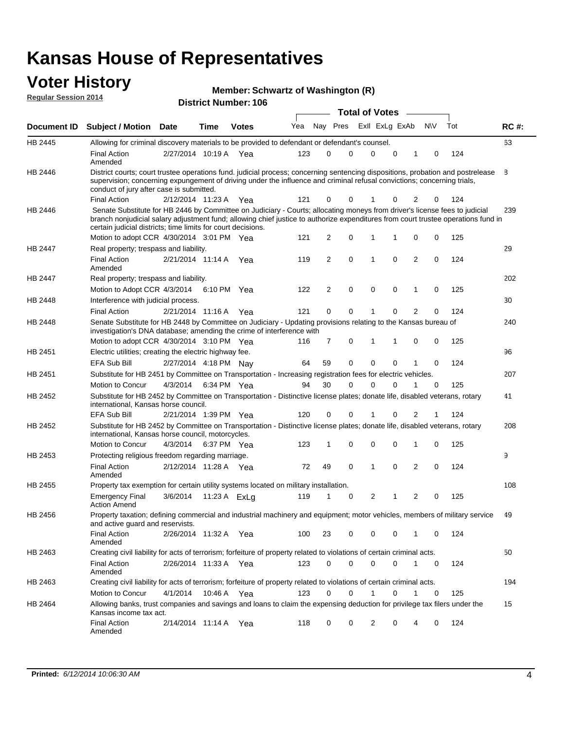# Kansas House of Representatives

## Voter History

**Regular Session 2014**

**Member: Schwartz of Washington (R)**

**District Number: 106**

| Document ID | Subject / Motion | Date | Time | Votes | Yea | Nay | Pres | ExII | ExLg | ExAb | N\V | Tot | RC #: |
|---|---|---|---|---|---|---|---|---|---|---|---|---|---|
| HB 2445 | Allowing for criminal discovery materials to be provided to defendant or defendant's counsel. | | | | | | | | | | | | 63 |
| | Final Action Amended | 2/27/2014 | 10:19 A | Yea | 123 | 0 | 0 | 0 | 0 | 1 | 0 | 124 | |
| HB 2446 | District courts; court trustee operations fund. judicial process; concerning sentencing dispositions, probation and postrelease supervision; concerning expungement of driving under the influence and criminal refusal convictions; concerning trials, conduct of jury after case is submitted. | | | | | | | | | | | | 8 |
| | Final Action | 2/12/2014 | 11:23 A | Yea | 121 | 0 | 0 | 1 | 0 | 2 | 0 | 124 | |
| HB 2446 | Senate Substitute for HB 2446 by Committee on Judiciary - Courts; allocating moneys from driver's license fees to judicial branch nonjudicial salary adjustment fund; allowing chief justice to authorize expenditures from court trustee operations fund in certain judicial districts; time limits for court decisions. | | | | | | | | | | | | 239 |
| | Motion to adopt CCR | 4/30/2014 | 3:01 PM | Yea | 121 | 2 | 0 | 1 | 1 | 0 | 0 | 125 | |
| HB 2447 | Real property; trespass and liability. | | | | | | | | | | | | 29 |
| | Final Action Amended | 2/21/2014 | 11:14 A | Yea | 119 | 2 | 0 | 1 | 0 | 2 | 0 | 124 | |
| HB 2447 | Real property; trespass and liability. | | | | | | | | | | | | 202 |
| | Motion to Adopt CCR | 4/3/2014 | 6:10 PM | Yea | 122 | 2 | 0 | 0 | 0 | 1 | 0 | 125 | |
| HB 2448 | Interference with judicial process. | | | | | | | | | | | | 30 |
| | Final Action | 2/21/2014 | 11:16 A | Yea | 121 | 0 | 0 | 1 | 0 | 2 | 0 | 124 | |
| HB 2448 | Senate Substitute for HB 2448 by Committee on Judiciary - Updating provisions relating to the Kansas bureau of investigation's DNA database; amending the crime of interference with | | | | | | | | | | | | 240 |
| | Motion to adopt CCR | 4/30/2014 | 3:10 PM | Yea | 116 | 7 | 0 | 1 | 1 | 0 | 0 | 125 | |
| HB 2451 | Electric utilities; creating the electric highway fee. | | | | | | | | | | | | 96 |
| | EFA Sub Bill | 2/27/2014 | 4:18 PM | Nay | 64 | 59 | 0 | 0 | 0 | 1 | 0 | 124 | |
| HB 2451 | Substitute for HB 2451 by Committee on Transportation - Increasing registration fees for electric vehicles. | | | | | | | | | | | | 207 |
| | Motion to Concur | 4/3/2014 | 6:34 PM | Yea | 94 | 30 | 0 | 0 | 0 | 1 | 0 | 125 | |
| HB 2452 | Substitute for HB 2452 by Committee on Transportation - Distinctive license plates; donate life, disabled veterans, rotary international, Kansas horse council. | | | | | | | | | | | | 41 |
| | EFA Sub Bill | 2/21/2014 | 1:39 PM | Yea | 120 | 0 | 0 | 1 | 0 | 2 | 1 | 124 | |
| HB 2452 | Substitute for HB 2452 by Committee on Transportation - Distinctive license plates; donate life, disabled veterans, rotary international, Kansas horse council, motorcycles. | | | | | | | | | | | | 208 |
| | Motion to Concur | 4/3/2014 | 6:37 PM | Yea | 123 | 1 | 0 | 0 | 0 | 1 | 0 | 125 | |
| HB 2453 | Protecting religious freedom regarding marriage. | | | | | | | | | | | | 9 |
| | Final Action Amended | 2/12/2014 | 11:28 A | Yea | 72 | 49 | 0 | 1 | 0 | 2 | 0 | 124 | |
| HB 2455 | Property tax exemption for certain utility systems located on military installation. | | | | | | | | | | | | 108 |
| | Emergency Final Action Amend | 3/6/2014 | 11:23 A | ExLg | 119 | 1 | 0 | 2 | 1 | 2 | 0 | 125 | |
| HB 2456 | Property taxation; defining commercial and industrial machinery and equipment; motor vehicles, members of military service and active guard and reservists. | | | | | | | | | | | | 49 |
| | Final Action Amended | 2/26/2014 | 11:32 A | Yea | 100 | 23 | 0 | 0 | 0 | 1 | 0 | 124 | |
| HB 2463 | Creating civil liability for acts of terrorism; forfeiture of property related to violations of certain criminal acts. | | | | | | | | | | | | 50 |
| | Final Action Amended | 2/26/2014 | 11:33 A | Yea | 123 | 0 | 0 | 0 | 0 | 1 | 0 | 124 | |
| HB 2463 | Creating civil liability for acts of terrorism; forfeiture of property related to violations of certain criminal acts. | | | | | | | | | | | | 194 |
| | Motion to Concur | 4/1/2014 | 10:46 A | Yea | 123 | 0 | 0 | 1 | 0 | 1 | 0 | 125 | |
| HB 2464 | Allowing banks, trust companies and savings and loans to claim the expensing deduction for privilege tax filers under the Kansas income tax act. | | | | | | | | | | | | 15 |
| | Final Action Amended | 2/14/2014 | 11:14 A | Yea | 118 | 0 | 0 | 2 | 0 | 4 | 0 | 124 | |

**Printed:** *6/12/2014 10:06:30 AM*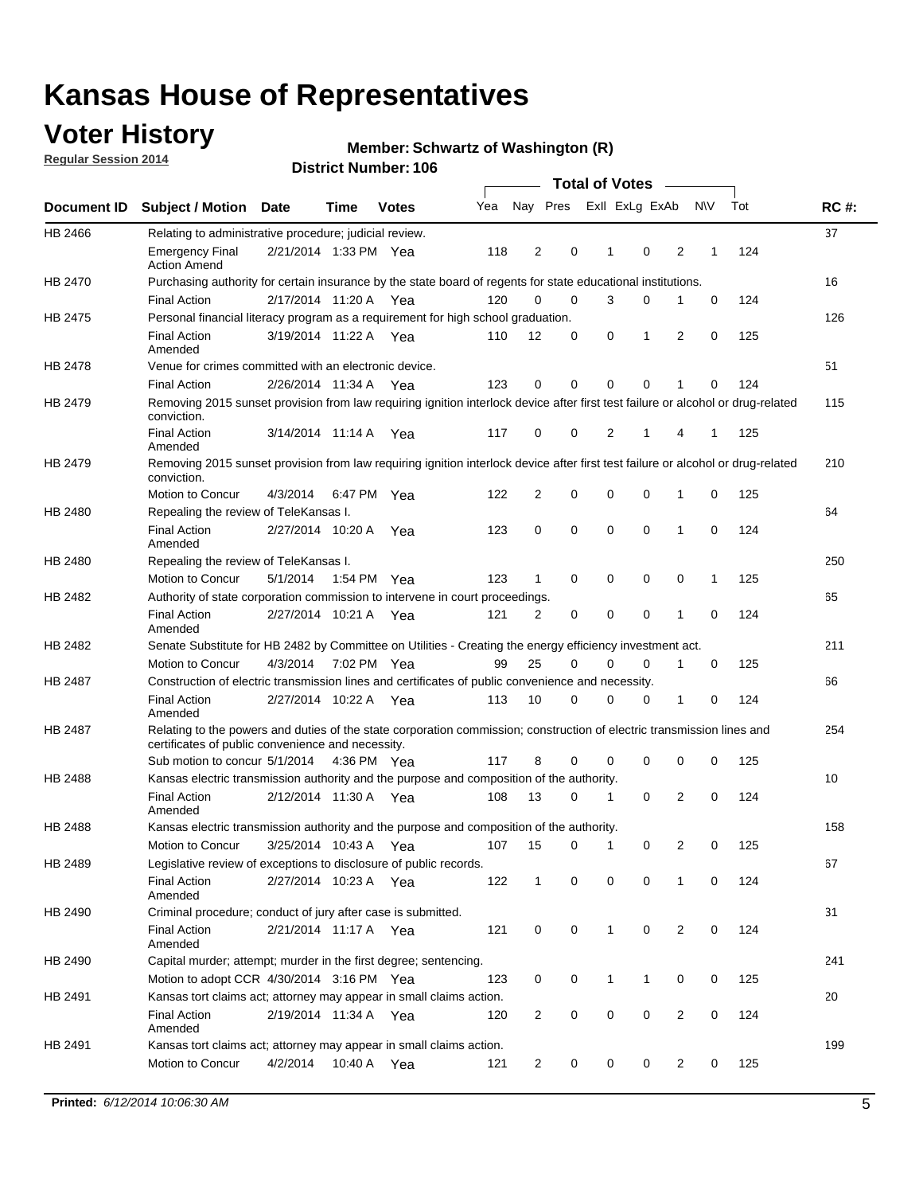# Kansas House of Representatives

## Voter History

**Regular Session 2014**

**Member: Schwartz of Washington (R)**

**District Number: 106**

| Document ID | Subject / Motion | Date | Time | Votes | Yea | Nay | Pres | ExlI | ExLg | ExAb | N\V | Tot | RC #: |
|---|---|---|---|---|---|---|---|---|---|---|---|---|---|
| HB 2466 | Relating to administrative procedure; judicial review. | | | | | | | | | | | | 37 |
| | Emergency Final Action Amend | 2/21/2014 | 1:33 PM | Yea | 118 | 2 | 0 | 1 | 0 | 2 | 1 | 124 | |
| HB 2470 | Purchasing authority for certain insurance by the state board of regents for state educational institutions. | | | | | | | | | | | | 16 |
| | Final Action | 2/17/2014 | 11:20 A | Yea | 120 | 0 | 0 | 3 | 0 | 1 | 0 | 124 | |
| HB 2475 | Personal financial literacy program as a requirement for high school graduation. | | | | | | | | | | | | 126 |
| | Final Action Amended | 3/19/2014 | 11:22 A | Yea | 110 | 12 | 0 | 0 | 1 | 2 | 0 | 125 | |
| HB 2478 | Venue for crimes committed with an electronic device. | | | | | | | | | | | | 51 |
| | Final Action | 2/26/2014 | 11:34 A | Yea | 123 | 0 | 0 | 0 | 0 | 1 | 0 | 124 | |
| HB 2479 | Removing 2015 sunset provision from law requiring ignition interlock device after first test failure or alcohol or drug-related conviction. | | | | | | | | | | | | 115 |
| | Final Action Amended | 3/14/2014 | 11:14 A | Yea | 117 | 0 | 0 | 2 | 1 | 4 | 1 | 125 | |
| HB 2479 | Removing 2015 sunset provision from law requiring ignition interlock device after first test failure or alcohol or drug-related conviction. | | | | | | | | | | | | 210 |
| | Motion to Concur | 4/3/2014 | 6:47 PM | Yea | 122 | 2 | 0 | 0 | 0 | 1 | 0 | 125 | |
| HB 2480 | Repealing the review of TeleKansas I. | | | | | | | | | | | | 64 |
| | Final Action Amended | 2/27/2014 | 10:20 A | Yea | 123 | 0 | 0 | 0 | 0 | 1 | 0 | 124 | |
| HB 2480 | Repealing the review of TeleKansas I. | | | | | | | | | | | | 250 |
| | Motion to Concur | 5/1/2014 | 1:54 PM | Yea | 123 | 1 | 0 | 0 | 0 | 0 | 1 | 125 | |
| HB 2482 | Authority of state corporation commission to intervene in court proceedings. | | | | | | | | | | | | 65 |
| | Final Action Amended | 2/27/2014 | 10:21 A | Yea | 121 | 2 | 0 | 0 | 0 | 1 | 0 | 124 | |
| HB 2482 | Senate Substitute for HB 2482 by Committee on Utilities - Creating the energy efficiency investment act. | | | | | | | | | | | | 211 |
| | Motion to Concur | 4/3/2014 | 7:02 PM | Yea | 99 | 25 | 0 | 0 | 0 | 1 | 0 | 125 | |
| HB 2487 | Construction of electric transmission lines and certificates of public convenience and necessity. | | | | | | | | | | | | 66 |
| | Final Action Amended | 2/27/2014 | 10:22 A | Yea | 113 | 10 | 0 | 0 | 0 | 1 | 0 | 124 | |
| HB 2487 | Relating to the powers and duties of the state corporation commission; construction of electric transmission lines and certificates of public convenience and necessity. | | | | | | | | | | | | 254 |
| | Sub motion to concur | 5/1/2014 | 4:36 PM | Yea | 117 | 8 | 0 | 0 | 0 | 0 | 0 | 125 | |
| HB 2488 | Kansas electric transmission authority and the purpose and composition of the authority. | | | | | | | | | | | | 10 |
| | Final Action Amended | 2/12/2014 | 11:30 A | Yea | 108 | 13 | 0 | 1 | 0 | 2 | 0 | 124 | |
| HB 2488 | Kansas electric transmission authority and the purpose and composition of the authority. | | | | | | | | | | | | 158 |
| | Motion to Concur | 3/25/2014 | 10:43 A | Yea | 107 | 15 | 0 | 1 | 0 | 2 | 0 | 125 | |
| HB 2489 | Legislative review of exceptions to disclosure of public records. | | | | | | | | | | | | 67 |
| | Final Action Amended | 2/27/2014 | 10:23 A | Yea | 122 | 1 | 0 | 0 | 0 | 1 | 0 | 124 | |
| HB 2490 | Criminal procedure; conduct of jury after case is submitted. | | | | | | | | | | | | 31 |
| | Final Action Amended | 2/21/2014 | 11:17 A | Yea | 121 | 0 | 0 | 1 | 0 | 2 | 0 | 124 | |
| HB 2490 | Capital murder; attempt; murder in the first degree; sentencing. | | | | | | | | | | | | 241 |
| | Motion to adopt CCR | 4/30/2014 | 3:16 PM | Yea | 123 | 0 | 0 | 1 | 1 | 0 | 0 | 125 | |
| HB 2491 | Kansas tort claims act; attorney may appear in small claims action. | | | | | | | | | | | | 20 |
| | Final Action Amended | 2/19/2014 | 11:34 A | Yea | 120 | 2 | 0 | 0 | 0 | 2 | 0 | 124 | |
| HB 2491 | Kansas tort claims act; attorney may appear in small claims action. | | | | | | | | | | | | 199 |
| | Motion to Concur | 4/2/2014 | 10:40 A | Yea | 121 | 2 | 0 | 0 | 0 | 2 | 0 | 125 | |

**Printed:** *6/12/2014 10:06:30 AM*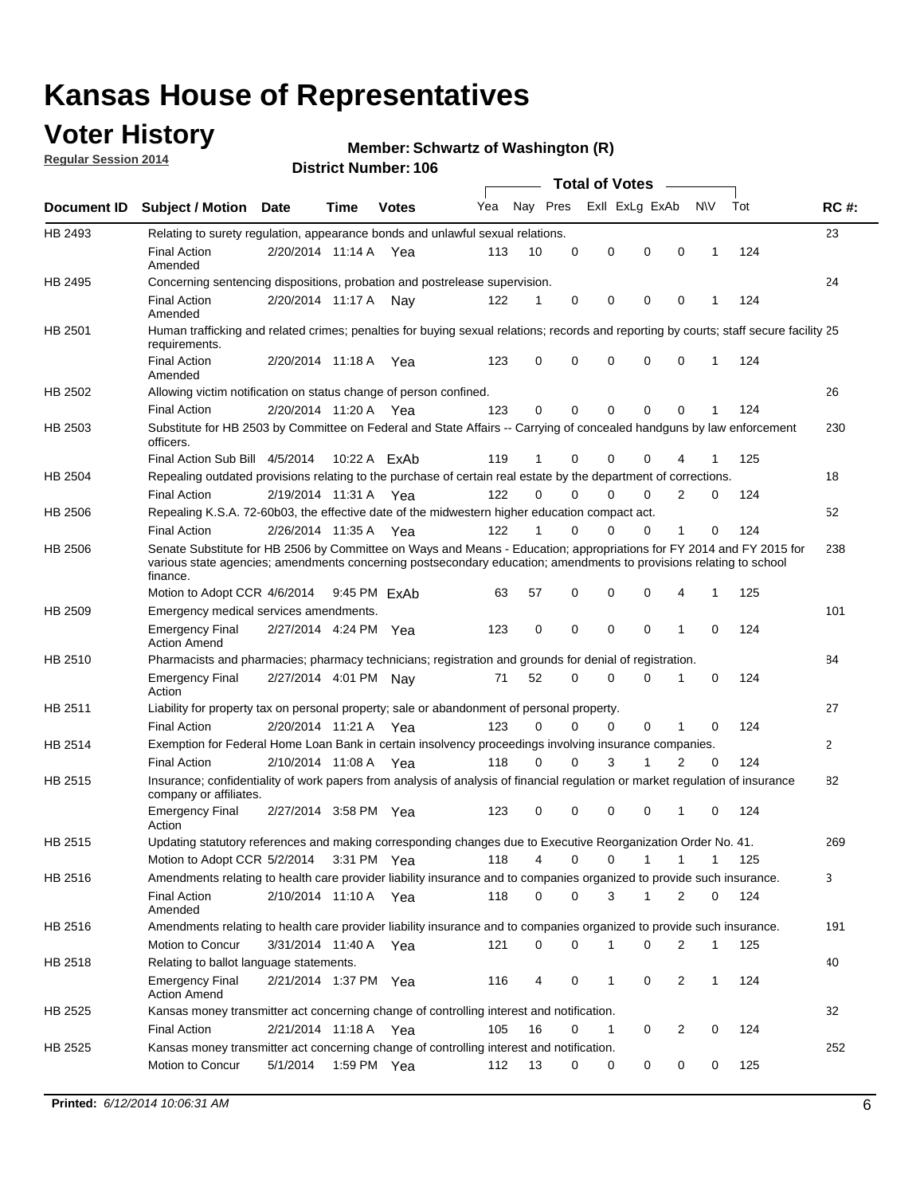# Kansas House of Representatives

## Voter History

**Regular Session 2014**

**Member: Schwartz of Washington (R)**

**District Number: 106**

| Document ID | Subject / Motion | Date | Time | Votes | Yea | Nay | Pres | ExII | ExLg | ExAb | N\V | Tot | RC #: |
|---|---|---|---|---|---|---|---|---|---|---|---|---|---|
| HB 2493 | Relating to surety regulation, appearance bonds and unlawful sexual relations. | | | | | | | | | | | | 23 |
| | Final Action Amended | 2/20/2014 | 11:14 A | Yea | 113 | 10 | 0 | 0 | 0 | 0 | 1 | 124 | |
| HB 2495 | Concerning sentencing dispositions, probation and postrelease supervision. | | | | | | | | | | | | 24 |
| | Final Action Amended | 2/20/2014 | 11:17 A | Nay | 122 | 1 | 0 | 0 | 0 | 0 | 1 | 124 | |
| HB 2501 | Human trafficking and related crimes; penalties for buying sexual relations; records and reporting by courts; staff secure facility requirements. | | | | | | | | | | | | 25 |
| | Final Action Amended | 2/20/2014 | 11:18 A | Yea | 123 | 0 | 0 | 0 | 0 | 0 | 1 | 124 | |
| HB 2502 | Allowing victim notification on status change of person confined. | | | | | | | | | | | | 26 |
| | Final Action | 2/20/2014 | 11:20 A | Yea | 123 | 0 | 0 | 0 | 0 | 0 | 1 | 124 | |
| HB 2503 | Substitute for HB 2503 by Committee on Federal and State Affairs -- Carrying of concealed handguns by law enforcement officers. | | | | | | | | | | | | 230 |
| | Final Action Sub Bill | 4/5/2014 | 10:22 A | ExAb | 119 | 1 | 0 | 0 | 0 | 4 | 1 | 125 | |
| HB 2504 | Repealing outdated provisions relating to the purchase of certain real estate by the department of corrections. | | | | | | | | | | | | 18 |
| | Final Action | 2/19/2014 | 11:31 A | Yea | 122 | 0 | 0 | 0 | 0 | 2 | 0 | 124 | |
| HB 2506 | Repealing K.S.A. 72-60b03, the effective date of the midwestern higher education compact act. | | | | | | | | | | | | 52 |
| | Final Action | 2/26/2014 | 11:35 A | Yea | 122 | 1 | 0 | 0 | 0 | 1 | 0 | 124 | |
| HB 2506 | Senate Substitute for HB 2506 by Committee on Ways and Means - Education; appropriations for FY 2014 and FY 2015 for various state agencies; amendments concerning postsecondary education; amendments to provisions relating to school finance. | | | | | | | | | | | | 238 |
| | Motion to Adopt CCR | 4/6/2014 | 9:45 PM | ExAb | 63 | 57 | 0 | 0 | 0 | 4 | 1 | 125 | |
| HB 2509 | Emergency medical services amendments. | | | | | | | | | | | | 101 |
| | Emergency Final Action Amend | 2/27/2014 | 4:24 PM | Yea | 123 | 0 | 0 | 0 | 0 | 1 | 0 | 124 | |
| HB 2510 | Pharmacists and pharmacies; pharmacy technicians; registration and grounds for denial of registration. | | | | | | | | | | | | 84 |
| | Emergency Final Action | 2/27/2014 | 4:01 PM | Nay | 71 | 52 | 0 | 0 | 0 | 1 | 0 | 124 | |
| HB 2511 | Liability for property tax on personal property; sale or abandonment of personal property. | | | | | | | | | | | | 27 |
| | Final Action | 2/20/2014 | 11:21 A | Yea | 123 | 0 | 0 | 0 | 0 | 1 | 0 | 124 | |
| HB 2514 | Exemption for Federal Home Loan Bank in certain insolvency proceedings involving insurance companies. | | | | | | | | | | | | 2 |
| | Final Action | 2/10/2014 | 11:08 A | Yea | 118 | 0 | 0 | 3 | 1 | 2 | 0 | 124 | |
| HB 2515 | Insurance; confidentiality of work papers from analysis of analysis of financial regulation or market regulation of insurance company or affiliates. | | | | | | | | | | | | 82 |
| | Emergency Final Action | 2/27/2014 | 3:58 PM | Yea | 123 | 0 | 0 | 0 | 0 | 1 | 0 | 124 | |
| HB 2515 | Updating statutory references and making corresponding changes due to Executive Reorganization Order No. 41. | | | | | | | | | | | | 269 |
| | Motion to Adopt CCR | 5/2/2014 | 3:31 PM | Yea | 118 | 4 | 0 | 0 | 1 | 1 | 1 | 125 | |
| HB 2516 | Amendments relating to health care provider liability insurance and to companies organized to provide such insurance. | | | | | | | | | | | | 3 |
| | Final Action Amended | 2/10/2014 | 11:10 A | Yea | 118 | 0 | 0 | 3 | 1 | 2 | 0 | 124 | |
| HB 2516 | Amendments relating to health care provider liability insurance and to companies organized to provide such insurance. | | | | | | | | | | | | 191 |
| | Motion to Concur | 3/31/2014 | 11:40 A | Yea | 121 | 0 | 0 | 1 | 0 | 2 | 1 | 125 | |
| HB 2518 | Relating to ballot language statements. | | | | | | | | | | | | 40 |
| | Emergency Final Action Amend | 2/21/2014 | 1:37 PM | Yea | 116 | 4 | 0 | 1 | 0 | 2 | 1 | 124 | |
| HB 2525 | Kansas money transmitter act concerning change of controlling interest and notification. | | | | | | | | | | | | 32 |
| | Final Action | 2/21/2014 | 11:18 A | Yea | 105 | 16 | 0 | 1 | 0 | 2 | 0 | 124 | |
| HB 2525 | Kansas money transmitter act concerning change of controlling interest and notification. | | | | | | | | | | | | 252 |
| | Motion to Concur | 5/1/2014 | 1:59 PM | Yea | 112 | 13 | 0 | 0 | 0 | 0 | 0 | 125 | |

**Printed:** *6/12/2014 10:06:31 AM*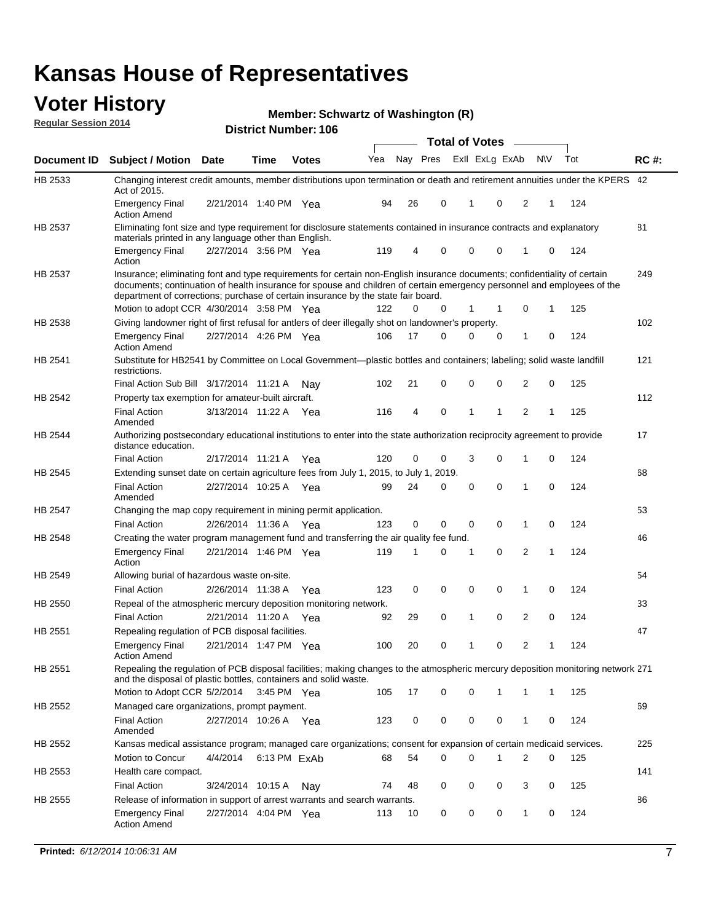# Kansas House of Representatives

## Voter History

**Regular Session 2014**

**Member: Schwartz of Washington (R)**

**District Number: 106**

| Document ID | Subject / Motion | Date | Time | Votes | Yea | Nay | Pres | ExII | ExLg | ExAb | N\V | Tot | RC #: |
|---|---|---|---|---|---|---|---|---|---|---|---|---|---|
| HB 2533 | Changing interest credit amounts, member distributions upon termination or death and retirement annuities under the KPERS Act of 2015. | | | | | | | | | | | | 42 |
| | Emergency Final Action Amend | 2/21/2014 | 1:40 PM | Yea | 94 | 26 | 0 | 1 | 0 | 2 | 1 | 124 | |
| HB 2537 | Eliminating font size and type requirement for disclosure statements contained in insurance contracts and explanatory materials printed in any language other than English. | | | | | | | | | | | | 81 |
| | Emergency Final Action | 2/27/2014 | 3:56 PM | Yea | 119 | 4 | 0 | 0 | 0 | 1 | 0 | 124 | |
| HB 2537 | Insurance; eliminating font and type requirements for certain non-English insurance documents; confidentiality of certain documents; continuation of health insurance for spouse and children of certain emergency personnel and employees of the department of corrections; purchase of certain insurance by the state fair board. | | | | | | | | | | | | 249 |
| | Motion to adopt CCR | 4/30/2014 | 3:58 PM | Yea | 122 | 0 | 0 | 1 | 1 | 0 | 1 | 125 | |
| HB 2538 | Giving landowner right of first refusal for antlers of deer illegally shot on landowner's property. | | | | | | | | | | | | 102 |
| | Emergency Final Action Amend | 2/27/2014 | 4:26 PM | Yea | 106 | 17 | 0 | 0 | 0 | 1 | 0 | 124 | |
| HB 2541 | Substitute for HB2541 by Committee on Local Government—plastic bottles and containers; labeling; solid waste landfill restrictions. | | | | | | | | | | | | 121 |
| | Final Action Sub Bill | 3/17/2014 | 11:21 A | Nay | 102 | 21 | 0 | 0 | 0 | 2 | 0 | 125 | |
| HB 2542 | Property tax exemption for amateur-built aircraft. | | | | | | | | | | | | 112 |
| | Final Action Amended | 3/13/2014 | 11:22 A | Yea | 116 | 4 | 0 | 1 | 1 | 2 | 1 | 125 | |
| HB 2544 | Authorizing postsecondary educational institutions to enter into the state authorization reciprocity agreement to provide distance education. | | | | | | | | | | | | 17 |
| | Final Action | 2/17/2014 | 11:21 A | Yea | 120 | 0 | 0 | 3 | 0 | 1 | 0 | 124 | |
| HB 2545 | Extending sunset date on certain agriculture fees from July 1, 2015, to July 1, 2019. | | | | | | | | | | | | 68 |
| | Final Action Amended | 2/27/2014 | 10:25 A | Yea | 99 | 24 | 0 | 0 | 0 | 1 | 0 | 124 | |
| HB 2547 | Changing the map copy requirement in mining permit application. | | | | | | | | | | | | 53 |
| | Final Action | 2/26/2014 | 11:36 A | Yea | 123 | 0 | 0 | 0 | 0 | 1 | 0 | 124 | |
| HB 2548 | Creating the water program management fund and transferring the air quality fee fund. | | | | | | | | | | | | 46 |
| | Emergency Final Action | 2/21/2014 | 1:46 PM | Yea | 119 | 1 | 0 | 1 | 0 | 2 | 1 | 124 | |
| HB 2549 | Allowing burial of hazardous waste on-site. | | | | | | | | | | | | 54 |
| | Final Action | 2/26/2014 | 11:38 A | Yea | 123 | 0 | 0 | 0 | 0 | 1 | 0 | 124 | |
| HB 2550 | Repeal of the atmospheric mercury deposition monitoring network. | | | | | | | | | | | | 33 |
| | Final Action | 2/21/2014 | 11:20 A | Yea | 92 | 29 | 0 | 1 | 0 | 2 | 0 | 124 | |
| HB 2551 | Repealing regulation of PCB disposal facilities. | | | | | | | | | | | | 47 |
| | Emergency Final Action Amend | 2/21/2014 | 1:47 PM | Yea | 100 | 20 | 0 | 1 | 0 | 2 | 1 | 124 | |
| HB 2551 | Repealing the regulation of PCB disposal facilities; making changes to the atmospheric mercury deposition monitoring network and the disposal of plastic bottles, containers and solid waste. | | | | | | | | | | | | 271 |
| | Motion to Adopt CCR | 5/2/2014 | 3:45 PM | Yea | 105 | 17 | 0 | 0 | 1 | 1 | 1 | 125 | |
| HB 2552 | Managed care organizations, prompt payment. | | | | | | | | | | | | 69 |
| | Final Action Amended | 2/27/2014 | 10:26 A | Yea | 123 | 0 | 0 | 0 | 0 | 1 | 0 | 124 | |
| HB 2552 | Kansas medical assistance program; managed care organizations; consent for expansion of certain medicaid services. | | | | | | | | | | | | 225 |
| | Motion to Concur | 4/4/2014 | 6:13 PM | ExAb | 68 | 54 | 0 | 0 | 1 | 2 | 0 | 125 | |
| HB 2553 | Health care compact. | | | | | | | | | | | | 141 |
| | Final Action | 3/24/2014 | 10:15 A | Nay | 74 | 48 | 0 | 0 | 0 | 3 | 0 | 125 | |
| HB 2555 | Release of information in support of arrest warrants and search warrants. | | | | | | | | | | | | 86 |
| | Emergency Final Action Amend | 2/27/2014 | 4:04 PM | Yea | 113 | 10 | 0 | 0 | 0 | 1 | 0 | 124 | |

**Printed:** *6/12/2014 10:06:31 AM*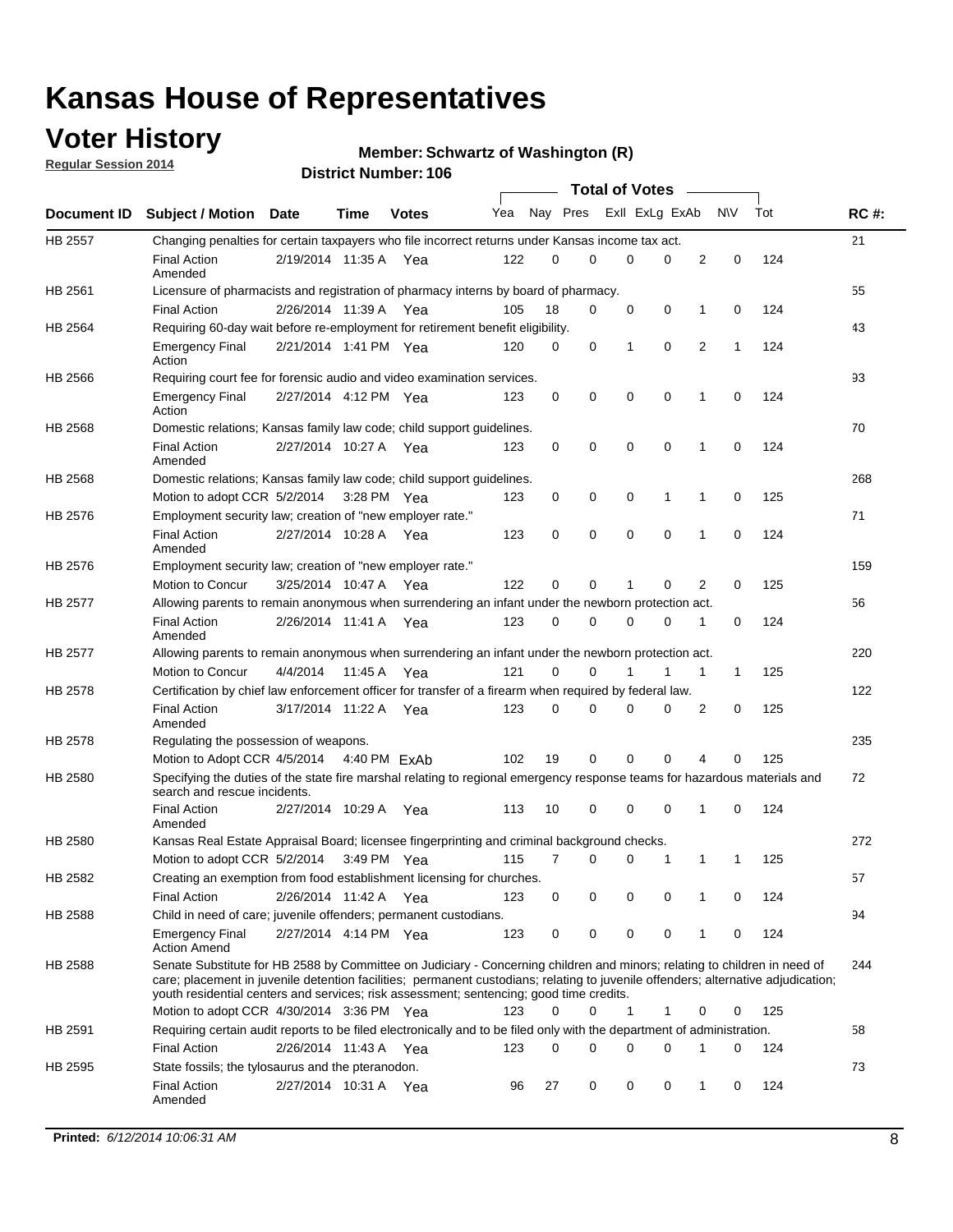# Kansas House of Representatives

## Voter History

**Regular Session 2014**

**Member: Schwartz of Washington (R)**

**District Number: 106**

| Document ID | Subject / Motion | Date | Time | Votes | Yea | Nay | Pres | ExII | ExLg | ExAb | N\V | Tot | RC #: |
|---|---|---|---|---|---|---|---|---|---|---|---|---|---|
| HB 2557 | Changing penalties for certain taxpayers who file incorrect returns under Kansas income tax act. | | | | | | | | | | | | 21 |
| | Final Action Amended | 2/19/2014 | 11:35 A | Yea | 122 | 0 | 0 | 0 | 0 | 2 | 0 | 124 | |
| HB 2561 | Licensure of pharmacists and registration of pharmacy interns by board of pharmacy. | | | | | | | | | | | | 55 |
| | Final Action | 2/26/2014 | 11:39 A | Yea | 105 | 18 | 0 | 0 | 0 | 1 | 0 | 124 | |
| HB 2564 | Requiring 60-day wait before re-employment for retirement benefit eligibility. | | | | | | | | | | | | 43 |
| | Emergency Final Action | 2/21/2014 | 1:41 PM | Yea | 120 | 0 | 0 | 1 | 0 | 2 | 1 | 124 | |
| HB 2566 | Requiring court fee for forensic audio and video examination services. | | | | | | | | | | | | 93 |
| | Emergency Final Action | 2/27/2014 | 4:12 PM | Yea | 123 | 0 | 0 | 0 | 0 | 1 | 0 | 124 | |
| HB 2568 | Domestic relations; Kansas family law code; child support guidelines. | | | | | | | | | | | | 70 |
| | Final Action Amended | 2/27/2014 | 10:27 A | Yea | 123 | 0 | 0 | 0 | 0 | 1 | 0 | 124 | |
| HB 2568 | Domestic relations; Kansas family law code; child support guidelines. | | | | | | | | | | | | 268 |
| | Motion to adopt CCR | 5/2/2014 | 3:28 PM | Yea | 123 | 0 | 0 | 0 | 1 | 1 | 0 | 125 | |
| HB 2576 | Employment security law; creation of "new employer rate." | | | | | | | | | | | | 71 |
| | Final Action Amended | 2/27/2014 | 10:28 A | Yea | 123 | 0 | 0 | 0 | 0 | 1 | 0 | 124 | |
| HB 2576 | Employment security law; creation of "new employer rate." | | | | | | | | | | | | 159 |
| | Motion to Concur | 3/25/2014 | 10:47 A | Yea | 122 | 0 | 0 | 1 | 0 | 2 | 0 | 125 | |
| HB 2577 | Allowing parents to remain anonymous when surrendering an infant under the newborn protection act. | | | | | | | | | | | | 56 |
| | Final Action Amended | 2/26/2014 | 11:41 A | Yea | 123 | 0 | 0 | 0 | 0 | 1 | 0 | 124 | |
| HB 2577 | Allowing parents to remain anonymous when surrendering an infant under the newborn protection act. | | | | | | | | | | | | 220 |
| | Motion to Concur | 4/4/2014 | 11:45 A | Yea | 121 | 0 | 0 | 1 | 1 | 1 | 1 | 125 | |
| HB 2578 | Certification by chief law enforcement officer for transfer of a firearm when required by federal law. | | | | | | | | | | | | 122 |
| | Final Action Amended | 3/17/2014 | 11:22 A | Yea | 123 | 0 | 0 | 0 | 0 | 2 | 0 | 125 | |
| HB 2578 | Regulating the possession of weapons. | | | | | | | | | | | | 235 |
| | Motion to Adopt CCR | 4/5/2014 | 4:40 PM | ExAb | 102 | 19 | 0 | 0 | 0 | 4 | 0 | 125 | |
| HB 2580 | Specifying the duties of the state fire marshal relating to regional emergency response teams for hazardous materials and search and rescue incidents. | | | | | | | | | | | | 72 |
| | Final Action Amended | 2/27/2014 | 10:29 A | Yea | 113 | 10 | 0 | 0 | 0 | 1 | 0 | 124 | |
| HB 2580 | Kansas Real Estate Appraisal Board; licensee fingerprinting and criminal background checks. | | | | | | | | | | | | 272 |
| | Motion to adopt CCR | 5/2/2014 | 3:49 PM | Yea | 115 | 7 | 0 | 0 | 1 | 1 | 1 | 125 | |
| HB 2582 | Creating an exemption from food establishment licensing for churches. | | | | | | | | | | | | 57 |
| | Final Action | 2/26/2014 | 11:42 A | Yea | 123 | 0 | 0 | 0 | 0 | 1 | 0 | 124 | |
| HB 2588 | Child in need of care; juvenile offenders; permanent custodians. | | | | | | | | | | | | 94 |
| | Emergency Final Action Amend | 2/27/2014 | 4:14 PM | Yea | 123 | 0 | 0 | 0 | 0 | 1 | 0 | 124 | |
| HB 2588 | Senate Substitute for HB 2588 by Committee on Judiciary - Concerning children and minors; relating to children in need of care; placement in juvenile detention facilities; permanent custodians; relating to juvenile offenders; alternative adjudication; youth residential centers and services; risk assessment; sentencing; good time credits. | | | | | | | | | | | | 244 |
| | Motion to adopt CCR | 4/30/2014 | 3:36 PM | Yea | 123 | 0 | 0 | 1 | 1 | 0 | 0 | 125 | |
| HB 2591 | Requiring certain audit reports to be filed electronically and to be filed only with the department of administration. | | | | | | | | | | | | 58 |
| | Final Action | 2/26/2014 | 11:43 A | Yea | 123 | 0 | 0 | 0 | 0 | 1 | 0 | 124 | |
| HB 2595 | State fossils; the tylosaurus and the pteranodon. | | | | | | | | | | | | 73 |
| | Final Action Amended | 2/27/2014 | 10:31 A | Yea | 96 | 27 | 0 | 0 | 0 | 1 | 0 | 124 | |

**Printed:** *6/12/2014 10:06:31 AM*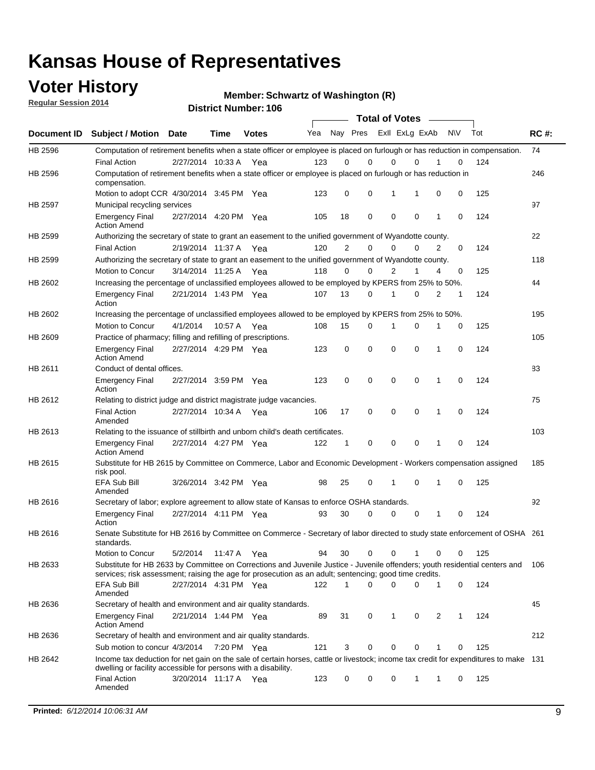# Kansas House of Representatives

## Voter History

**Regular Session 2014**

**Member: Schwartz of Washington (R)**

**District Number: 106**

| Document ID | Subject / Motion | Date | Time | Votes | Yea | Nay | Pres | ExII | ExLg | ExAb | N\V | Tot | RC #: |
|---|---|---|---|---|---|---|---|---|---|---|---|---|---|
| HB 2596 | Computation of retirement benefits when a state officer or employee is placed on furlough or has reduction in compensation. | | | | | | | | | | | | 74 |
| | Final Action | 2/27/2014 | 10:33 A | Yea | 123 | 0 | 0 | 0 | 0 | 1 | 0 | 124 | |
| HB 2596 | Computation of retirement benefits when a state officer or employee is placed on furlough or has reduction in compensation. | | | | | | | | | | | | 246 |
| | Motion to adopt CCR | 4/30/2014 | 3:45 PM | Yea | 123 | 0 | 0 | 1 | 1 | 0 | 0 | 125 | |
| HB 2597 | Municipal recycling services | | | | | | | | | | | | 97 |
| | Emergency Final Action Amend | 2/27/2014 | 4:20 PM | Yea | 105 | 18 | 0 | 0 | 0 | 1 | 0 | 124 | |
| HB 2599 | Authorizing the secretary of state to grant an easement to the unified government of Wyandotte county. | | | | | | | | | | | | 22 |
| | Final Action | 2/19/2014 | 11:37 A | Yea | 120 | 2 | 0 | 0 | 0 | 2 | 0 | 124 | |
| HB 2599 | Authorizing the secretary of state to grant an easement to the unified government of Wyandotte county. | | | | | | | | | | | | 118 |
| | Motion to Concur | 3/14/2014 | 11:25 A | Yea | 118 | 0 | 0 | 2 | 1 | 4 | 0 | 125 | |
| HB 2602 | Increasing the percentage of unclassified employees allowed to be employed by KPERS from 25% to 50%. | | | | | | | | | | | | 44 |
| | Emergency Final Action | 2/21/2014 | 1:43 PM | Yea | 107 | 13 | 0 | 1 | 0 | 2 | 1 | 124 | |
| HB 2602 | Increasing the percentage of unclassified employees allowed to be employed by KPERS from 25% to 50%. | | | | | | | | | | | | 195 |
| | Motion to Concur | 4/1/2014 | 10:57 A | Yea | 108 | 15 | 0 | 1 | 0 | 1 | 0 | 125 | |
| HB 2609 | Practice of pharmacy; filling and refilling of prescriptions. | | | | | | | | | | | | 105 |
| | Emergency Final Action Amend | 2/27/2014 | 4:29 PM | Yea | 123 | 0 | 0 | 0 | 0 | 1 | 0 | 124 | |
| HB 2611 | Conduct of dental offices. | | | | | | | | | | | | 83 |
| | Emergency Final Action | 2/27/2014 | 3:59 PM | Yea | 123 | 0 | 0 | 0 | 0 | 1 | 0 | 124 | |
| HB 2612 | Relating to district judge and district magistrate judge vacancies. | | | | | | | | | | | | 75 |
| | Final Action Amended | 2/27/2014 | 10:34 A | Yea | 106 | 17 | 0 | 0 | 0 | 1 | 0 | 124 | |
| HB 2613 | Relating to the issuance of stillbirth and unborn child's death certificates. | | | | | | | | | | | | 103 |
| | Emergency Final Action Amend | 2/27/2014 | 4:27 PM | Yea | 122 | 1 | 0 | 0 | 0 | 1 | 0 | 124 | |
| HB 2615 | Substitute for HB 2615 by Committee on Commerce, Labor and Economic Development - Workers compensation assigned risk pool. | | | | | | | | | | | | 185 |
| | EFA Sub Bill Amended | 3/26/2014 | 3:42 PM | Yea | 98 | 25 | 0 | 1 | 0 | 1 | 0 | 125 | |
| HB 2616 | Secretary of labor; explore agreement to allow state of Kansas to enforce OSHA standards. | | | | | | | | | | | | 92 |
| | Emergency Final Action | 2/27/2014 | 4:11 PM | Yea | 93 | 30 | 0 | 0 | 0 | 1 | 0 | 124 | |
| HB 2616 | Senate Substitute for HB 2616 by Committee on Commerce - Secretary of labor directed to study state enforcement of OSHA standards. | | | | | | | | | | | | 261 |
| | Motion to Concur | 5/2/2014 | 11:47 A | Yea | 94 | 30 | 0 | 0 | 1 | 0 | 0 | 125 | |
| HB 2633 | Substitute for HB 2633 by Committee on Corrections and Juvenile Justice - Juvenile offenders; youth residential centers and services; risk assessment; raising the age for prosecution as an adult; sentencing; good time credits. | | | | | | | | | | | | 106 |
| | EFA Sub Bill Amended | 2/27/2014 | 4:31 PM | Yea | 122 | 1 | 0 | 0 | 0 | 1 | 0 | 124 | |
| HB 2636 | Secretary of health and environment and air quality standards. | | | | | | | | | | | | 45 |
| | Emergency Final Action Amend | 2/21/2014 | 1:44 PM | Yea | 89 | 31 | 0 | 1 | 0 | 2 | 1 | 124 | |
| HB 2636 | Secretary of health and environment and air quality standards. | | | | | | | | | | | | 212 |
| | Sub motion to concur | 4/3/2014 | 7:20 PM | Yea | 121 | 3 | 0 | 0 | 0 | 1 | 0 | 125 | |
| HB 2642 | Income tax deduction for net gain on the sale of certain horses, cattle or livestock; income tax credit for expenditures to make dwelling or facility accessible for persons with a disability. | | | | | | | | | | | | 131 |
| | Final Action Amended | 3/20/2014 | 11:17 A | Yea | 123 | 0 | 0 | 0 | 1 | 1 | 0 | 125 | |

**Printed:** *6/12/2014 10:06:31 AM*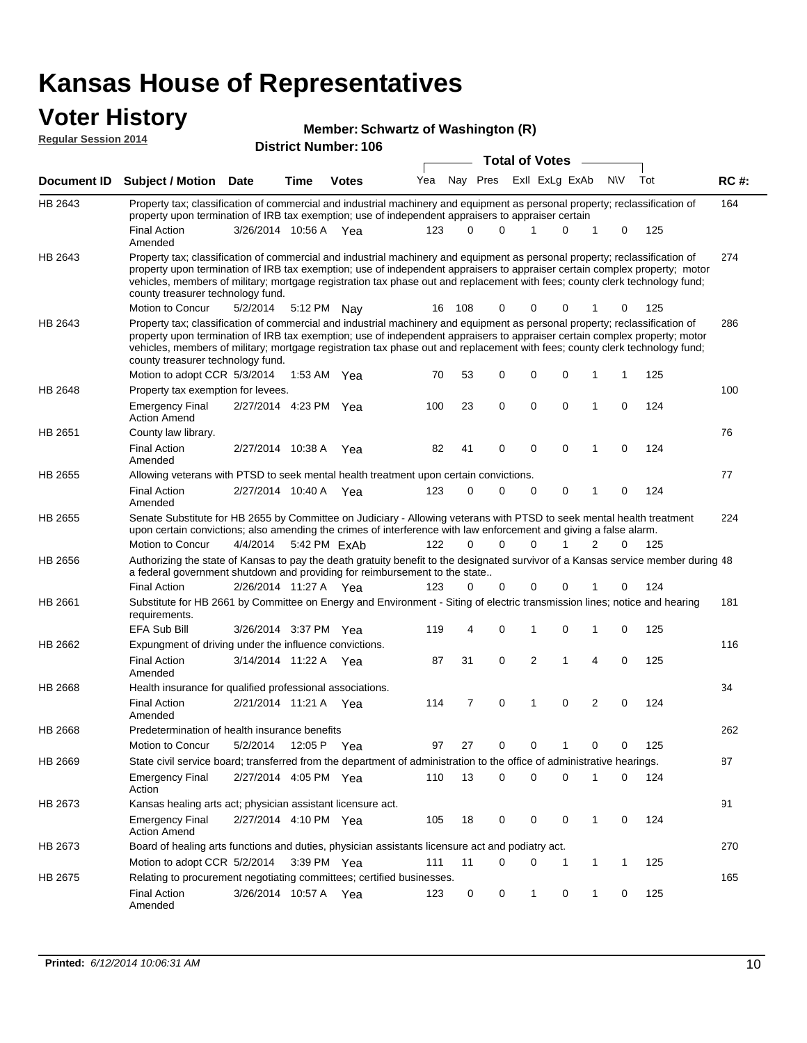# Kansas House of Representatives

## Voter History

**Regular Session 2014**

**Member: Schwartz of Washington (R)**

**District Number: 106**

| Document ID | Subject / Motion | Date | Time | Votes | Yea | Nay | Pres | ExII | ExLg | ExAb | N\V | Tot | RC #: |
|---|---|---|---|---|---|---|---|---|---|---|---|---|---|
| HB 2643 | Property tax; classification of commercial and industrial machinery and equipment as personal property; reclassification of property upon termination of IRB tax exemption; use of independent appraisers to appraiser certain | | | | | | | | | | | | 164 |
| | Final Action Amended | 3/26/2014 | 10:56 A | Yea | 123 | 0 | 0 | 1 | 0 | 1 | 0 | 125 | |
| HB 2643 | Property tax; classification of commercial and industrial machinery and equipment as personal property; reclassification of property upon termination of IRB tax exemption; use of independent appraisers to appraiser certain complex property; motor vehicles, members of military; mortgage registration tax phase out and replacement with fees; county clerk technology fund; county treasurer technology fund. | | | | | | | | | | | | 274 |
| | Motion to Concur | 5/2/2014 | 5:12 PM | Nay | 16 | 108 | 0 | 0 | 0 | 1 | 0 | 125 | |
| HB 2643 | Property tax; classification of commercial and industrial machinery and equipment as personal property; reclassification of property upon termination of IRB tax exemption; use of independent appraisers to appraiser certain complex property; motor vehicles, members of military; mortgage registration tax phase out and replacement with fees; county clerk technology fund; county treasurer technology fund. | | | | | | | | | | | | 286 |
| | Motion to adopt CCR | 5/3/2014 | 1:53 AM | Yea | 70 | 53 | 0 | 0 | 0 | 1 | 1 | 125 | |
| HB 2648 | Property tax exemption for levees. | | | | | | | | | | | | 100 |
| | Emergency Final Action Amend | 2/27/2014 | 4:23 PM | Yea | 100 | 23 | 0 | 0 | 0 | 1 | 0 | 124 | |
| HB 2651 | County law library. | | | | | | | | | | | | 76 |
| | Final Action Amended | 2/27/2014 | 10:38 A | Yea | 82 | 41 | 0 | 0 | 0 | 1 | 0 | 124 | |
| HB 2655 | Allowing veterans with PTSD to seek mental health treatment upon certain convictions. | | | | | | | | | | | | 77 |
| | Final Action Amended | 2/27/2014 | 10:40 A | Yea | 123 | 0 | 0 | 0 | 0 | 1 | 0 | 124 | |
| HB 2655 | Senate Substitute for HB 2655 by Committee on Judiciary - Allowing veterans with PTSD to seek mental health treatment upon certain convictions; also amending the crimes of interference with law enforcement and giving a false alarm. | | | | | | | | | | | | 224 |
| | Motion to Concur | 4/4/2014 | 5:42 PM | ExAb | 122 | 0 | 0 | 0 | 1 | 2 | 0 | 125 | |
| HB 2656 | Authorizing the state of Kansas to pay the death gratuity benefit to the designated survivor of a Kansas service member during a federal government shutdown and providing for reimbursement to the state.. | | | | | | | | | | | | 48 |
| | Final Action | 2/26/2014 | 11:27 A | Yea | 123 | 0 | 0 | 0 | 0 | 1 | 0 | 124 | |
| HB 2661 | Substitute for HB 2661 by Committee on Energy and Environment - Siting of electric transmission lines; notice and hearing requirements. | | | | | | | | | | | | 181 |
| | EFA Sub Bill | 3/26/2014 | 3:37 PM | Yea | 119 | 4 | 0 | 1 | 0 | 1 | 0 | 125 | |
| HB 2662 | Expungment of driving under the influence convictions. | | | | | | | | | | | | 116 |
| | Final Action Amended | 3/14/2014 | 11:22 A | Yea | 87 | 31 | 0 | 2 | 1 | 4 | 0 | 125 | |
| HB 2668 | Health insurance for qualified professional associations. | | | | | | | | | | | | 34 |
| | Final Action Amended | 2/21/2014 | 11:21 A | Yea | 114 | 7 | 0 | 1 | 0 | 2 | 0 | 124 | |
| HB 2668 | Predetermination of health insurance benefits | | | | | | | | | | | | 262 |
| | Motion to Concur | 5/2/2014 | 12:05 P | Yea | 97 | 27 | 0 | 0 | 1 | 0 | 0 | 125 | |
| HB 2669 | State civil service board; transferred from the department of administration to the office of administrative hearings. | | | | | | | | | | | | 87 |
| | Emergency Final Action | 2/27/2014 | 4:05 PM | Yea | 110 | 13 | 0 | 0 | 0 | 1 | 0 | 124 | |
| HB 2673 | Kansas healing arts act; physician assistant licensure act. | | | | | | | | | | | | 91 |
| | Emergency Final Action Amend | 2/27/2014 | 4:10 PM | Yea | 105 | 18 | 0 | 0 | 0 | 1 | 0 | 124 | |
| HB 2673 | Board of healing arts functions and duties, physician assistants licensure act and podiatry act. | | | | | | | | | | | | 270 |
| | Motion to adopt CCR | 5/2/2014 | 3:39 PM | Yea | 111 | 11 | 0 | 0 | 1 | 1 | 1 | 125 | |
| HB 2675 | Relating to procurement negotiating committees; certified businesses. | | | | | | | | | | | | 165 |
| | Final Action Amended | 3/26/2014 | 10:57 A | Yea | 123 | 0 | 0 | 1 | 0 | 1 | 0 | 125 | |

**Printed:** *6/12/2014 10:06:31 AM*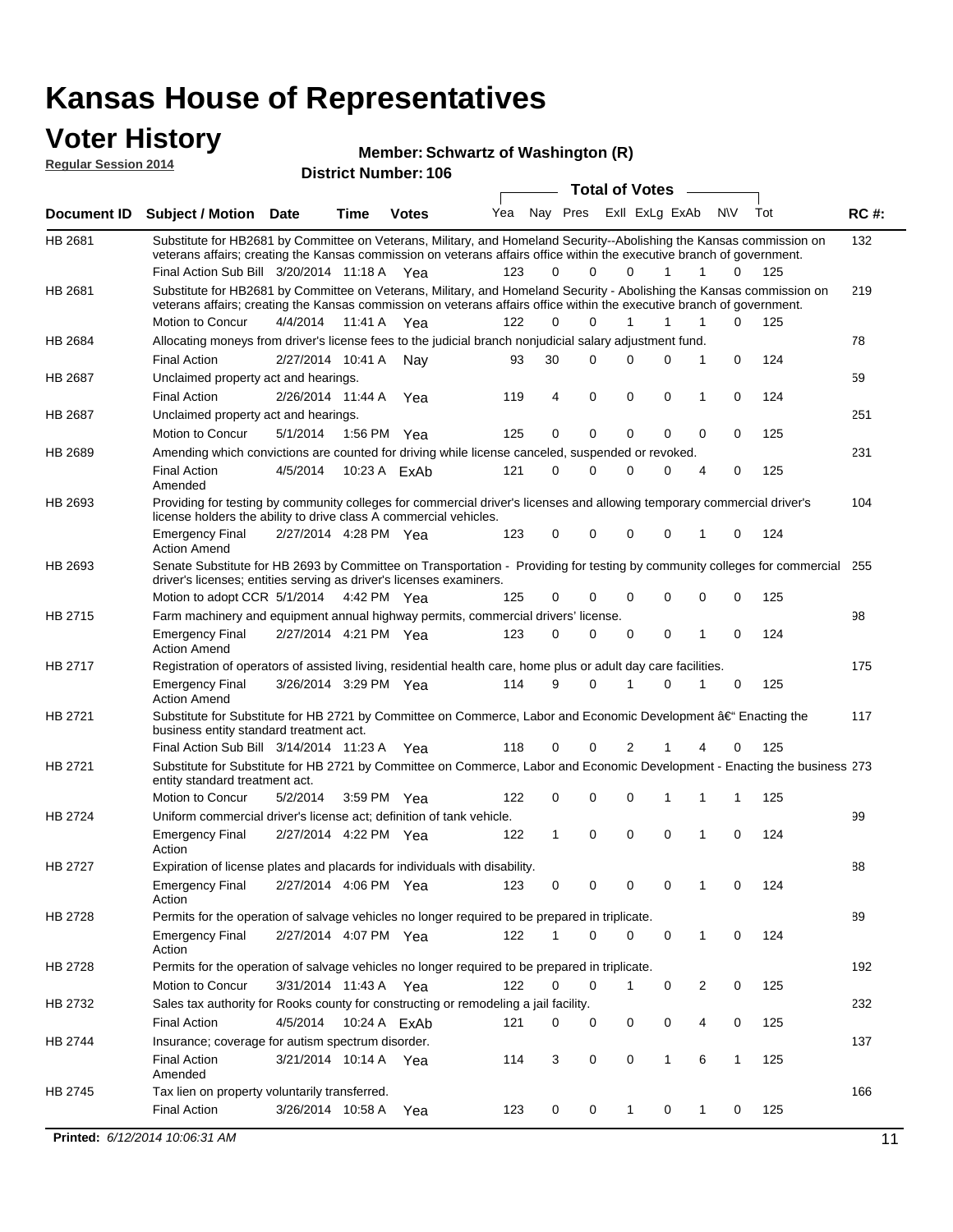# Kansas House of Representatives

## Voter History

**Regular Session 2014**

**Member: Schwartz of Washington (R)**

**District Number: 106**

| Document ID | Subject / Motion | Date | Time | Votes | Yea | Nay | Pres | ExlI | ExLg | ExAb | N\V | Tot | RC #: |
|---|---|---|---|---|---|---|---|---|---|---|---|---|---|
| HB 2681 | Substitute for HB2681 by Committee on Veterans, Military, and Homeland Security--Abolishing the Kansas commission on veterans affairs; creating the Kansas commission on veterans affairs office within the executive branch of government. | | | | | | | | | | | | 132 |
| | Final Action Sub Bill | 3/20/2014 | 11:18 A | Yea | 123 | 0 | 0 | 0 | 1 | 1 | 0 | 125 | |
| HB 2681 | Substitute for HB2681 by Committee on Veterans, Military, and Homeland Security - Abolishing the Kansas commission on veterans affairs; creating the Kansas commission on veterans affairs office within the executive branch of government. | | | | | | | | | | | | 219 |
| | Motion to Concur | 4/4/2014 | 11:41 A | Yea | 122 | 0 | 0 | 1 | 1 | 1 | 0 | 125 | |
| HB 2684 | Allocating moneys from driver's license fees to the judicial branch nonjudicial salary adjustment fund. | | | | | | | | | | | | 78 |
| | Final Action | 2/27/2014 | 10:41 A | Nay | 93 | 30 | 0 | 0 | 0 | 1 | 0 | 124 | |
| HB 2687 | Unclaimed property act and hearings. | | | | | | | | | | | | 59 |
| | Final Action | 2/26/2014 | 11:44 A | Yea | 119 | 4 | 0 | 0 | 0 | 1 | 0 | 124 | |
| HB 2687 | Unclaimed property act and hearings. | | | | | | | | | | | | 251 |
| | Motion to Concur | 5/1/2014 | 1:56 PM | Yea | 125 | 0 | 0 | 0 | 0 | 0 | 0 | 125 | |
| HB 2689 | Amending which convictions are counted for driving while license canceled, suspended or revoked. | | | | | | | | | | | | 231 |
| | Final Action Amended | 4/5/2014 | 10:23 A | ExAb | 121 | 0 | 0 | 0 | 0 | 4 | 0 | 125 | |
| HB 2693 | Providing for testing by community colleges for commercial driver's licenses and allowing temporary commercial driver's license holders the ability to drive class A commercial vehicles. | | | | | | | | | | | | 104 |
| | Emergency Final Action Amend | 2/27/2014 | 4:28 PM | Yea | 123 | 0 | 0 | 0 | 0 | 1 | 0 | 124 | |
| HB 2693 | Senate Substitute for HB 2693 by Committee on Transportation - Providing for testing by community colleges for commercial driver's licenses; entities serving as driver's licenses examiners. | | | | | | | | | | | | 255 |
| | Motion to adopt CCR | 5/1/2014 | 4:42 PM | Yea | 125 | 0 | 0 | 0 | 0 | 0 | 0 | 125 | |
| HB 2715 | Farm machinery and equipment annual highway permits, commercial drivers' license. | | | | | | | | | | | | 98 |
| | Emergency Final Action Amend | 2/27/2014 | 4:21 PM | Yea | 123 | 0 | 0 | 0 | 0 | 1 | 0 | 124 | |
| HB 2717 | Registration of operators of assisted living, residential health care, home plus or adult day care facilities. | | | | | | | | | | | | 175 |
| | Emergency Final Action Amend | 3/26/2014 | 3:29 PM | Yea | 114 | 9 | 0 | 1 | 0 | 1 | 0 | 125 | |
| HB 2721 | Substitute for Substitute for HB 2721 by Committee on Commerce, Labor and Economic Development â€" Enacting the business entity standard treatment act. | | | | | | | | | | | | 117 |
| | Final Action Sub Bill | 3/14/2014 | 11:23 A | Yea | 118 | 0 | 0 | 2 | 1 | 4 | 0 | 125 | |
| HB 2721 | Substitute for Substitute for HB 2721 by Committee on Commerce, Labor and Economic Development - Enacting the business entity standard treatment act. | | | | | | | | | | | | 273 |
| | Motion to Concur | 5/2/2014 | 3:59 PM | Yea | 122 | 0 | 0 | 0 | 1 | 1 | 1 | 125 | |
| HB 2724 | Uniform commercial driver's license act; definition of tank vehicle. | | | | | | | | | | | | 99 |
| | Emergency Final Action | 2/27/2014 | 4:22 PM | Yea | 122 | 1 | 0 | 0 | 0 | 1 | 0 | 124 | |
| HB 2727 | Expiration of license plates and placards for individuals with disability. | | | | | | | | | | | | 88 |
| | Emergency Final Action | 2/27/2014 | 4:06 PM | Yea | 123 | 0 | 0 | 0 | 0 | 1 | 0 | 124 | |
| HB 2728 | Permits for the operation of salvage vehicles no longer required to be prepared in triplicate. | | | | | | | | | | | | 89 |
| | Emergency Final Action | 2/27/2014 | 4:07 PM | Yea | 122 | 1 | 0 | 0 | 0 | 1 | 0 | 124 | |
| HB 2728 | Permits for the operation of salvage vehicles no longer required to be prepared in triplicate. | | | | | | | | | | | | 192 |
| | Motion to Concur | 3/31/2014 | 11:43 A | Yea | 122 | 0 | 0 | 1 | 0 | 2 | 0 | 125 | |
| HB 2732 | Sales tax authority for Rooks county for constructing or remodeling a jail facility. | | | | | | | | | | | | 232 |
| | Final Action | 4/5/2014 | 10:24 A | ExAb | 121 | 0 | 0 | 0 | 0 | 4 | 0 | 125 | |
| HB 2744 | Insurance; coverage for autism spectrum disorder. | | | | | | | | | | | | 137 |
| | Final Action Amended | 3/21/2014 | 10:14 A | Yea | 114 | 3 | 0 | 0 | 1 | 6 | 1 | 125 | |
| HB 2745 | Tax lien on property voluntarily transferred. | | | | | | | | | | | | 166 |
| | Final Action | 3/26/2014 | 10:58 A | Yea | 123 | 0 | 0 | 1 | 0 | 1 | 0 | 125 | |

**Printed:** *6/12/2014 10:06:31 AM*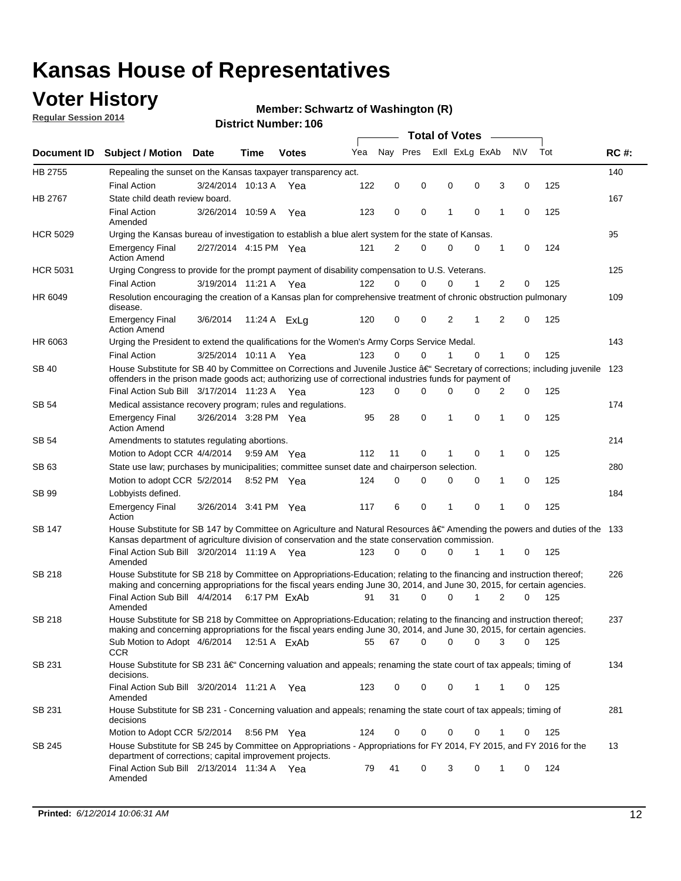# Kansas House of Representatives

## Voter History

**Regular Session 2014**

**Member: Schwartz of Washington (R)**

**District Number: 106**

| Document ID | Subject / Motion | Date | Time | Votes | Yea | Nay | Pres | ExII | ExLg | ExAb | N\V | Tot | RC #: |
|---|---|---|---|---|---|---|---|---|---|---|---|---|---|
| HB 2755 | Repealing the sunset on the Kansas taxpayer transparency act. | | | | | | | | | | | | 140 |
| | Final Action | 3/24/2014 | 10:13 A | Yea | 122 | 0 | 0 | 0 | 0 | 3 | 0 | 125 | |
| HB 2767 | State child death review board. | | | | | | | | | | | | 167 |
| | Final Action Amended | 3/26/2014 | 10:59 A | Yea | 123 | 0 | 0 | 1 | 0 | 1 | 0 | 125 | |
| HCR 5029 | Urging the Kansas bureau of investigation to establish a blue alert system for the state of Kansas. | | | | | | | | | | | | 95 |
| | Emergency Final Action Amend | 2/27/2014 | 4:15 PM | Yea | 121 | 2 | 0 | 0 | 0 | 1 | 0 | 124 | |
| HCR 5031 | Urging Congress to provide for the prompt payment of disability compensation to U.S. Veterans. | | | | | | | | | | | | 125 |
| | Final Action | 3/19/2014 | 11:21 A | Yea | 122 | 0 | 0 | 0 | 1 | 2 | 0 | 125 | |
| HR 6049 | Resolution encouraging the creation of a Kansas plan for comprehensive treatment of chronic obstruction pulmonary disease. | | | | | | | | | | | | 109 |
| | Emergency Final Action Amend | 3/6/2014 | 11:24 A | ExLg | 120 | 0 | 0 | 2 | 1 | 2 | 0 | 125 | |
| HR 6063 | Urging the President to extend the qualifications for the Women's Army Corps Service Medal. | | | | | | | | | | | | 143 |
| | Final Action | 3/25/2014 | 10:11 A | Yea | 123 | 0 | 0 | 1 | 0 | 1 | 0 | 125 | |
| SB 40 | House Substitute for SB 40 by Committee on Corrections and Juvenile Justice â€" Secretary of corrections; including juvenile offenders in the prison made goods act; authorizing use of correctional industries funds for payment of | | | | | | | | | | | | 123 |
| | Final Action Sub Bill | 3/17/2014 | 11:23 A | Yea | 123 | 0 | 0 | 0 | 0 | 2 | 0 | 125 | |
| SB 54 | Medical assistance recovery program; rules and regulations. | | | | | | | | | | | | 174 |
| | Emergency Final Action Amend | 3/26/2014 | 3:28 PM | Yea | 95 | 28 | 0 | 1 | 0 | 1 | 0 | 125 | |
| SB 54 | Amendments to statutes regulating abortions. | | | | | | | | | | | | 214 |
| | Motion to Adopt CCR | 4/4/2014 | 9:59 AM | Yea | 112 | 11 | 0 | 1 | 0 | 1 | 0 | 125 | |
| SB 63 | State use law; purchases by municipalities; committee sunset date and chairperson selection. | | | | | | | | | | | | 280 |
| | Motion to adopt CCR | 5/2/2014 | 8:52 PM | Yea | 124 | 0 | 0 | 0 | 0 | 1 | 0 | 125 | |
| SB 99 | Lobbyists defined. | | | | | | | | | | | | 184 |
| | Emergency Final Action | 3/26/2014 | 3:41 PM | Yea | 117 | 6 | 0 | 1 | 0 | 1 | 0 | 125 | |
| SB 147 | House Substitute for SB 147 by Committee on Agriculture and Natural Resources â€" Amending the powers and duties of the Kansas department of agriculture division of conservation and the state conservation commission. | | | | | | | | | | | | 133 |
| | Final Action Sub Bill Amended | 3/20/2014 | 11:19 A | Yea | 123 | 0 | 0 | 0 | 1 | 1 | 0 | 125 | |
| SB 218 | House Substitute for SB 218 by Committee on Appropriations-Education; relating to the financing and instruction thereof; making and concerning appropriations for the fiscal years ending June 30, 2014, and June 30, 2015, for certain agencies. | | | | | | | | | | | | 226 |
| | Final Action Sub Bill Amended | 4/4/2014 | 6:17 PM | ExAb | 91 | 31 | 0 | 0 | 1 | 2 | 0 | 125 | |
| SB 218 | House Substitute for SB 218 by Committee on Appropriations-Education; relating to the financing and instruction thereof; making and concerning appropriations for the fiscal years ending June 30, 2014, and June 30, 2015, for certain agencies. | | | | | | | | | | | | 237 |
| | Sub Motion to Adopt CCR | 4/6/2014 | 12:51 A | ExAb | 55 | 67 | 0 | 0 | 0 | 3 | 0 | 125 | |
| SB 231 | House Substitute for SB 231 â€" Concerning valuation and appeals; renaming the state court of tax appeals; timing of decisions. | | | | | | | | | | | | 134 |
| | Final Action Sub Bill Amended | 3/20/2014 | 11:21 A | Yea | 123 | 0 | 0 | 0 | 1 | 1 | 0 | 125 | |
| SB 231 | House Substitute for SB 231 - Concerning valuation and appeals; renaming the state court of tax appeals; timing of decisions | | | | | | | | | | | | 281 |
| | Motion to Adopt CCR | 5/2/2014 | 8:56 PM | Yea | 124 | 0 | 0 | 0 | 0 | 1 | 0 | 125 | |
| SB 245 | House Substitute for SB 245 by Committee on Appropriations - Appropriations for FY 2014, FY 2015, and FY 2016 for the department of corrections; capital improvement projects. | | | | | | | | | | | | 13 |
| | Final Action Sub Bill Amended | 2/13/2014 | 11:34 A | Yea | 79 | 41 | 0 | 3 | 0 | 1 | 0 | 124 | |

**Printed:** *6/12/2014 10:06:31 AM*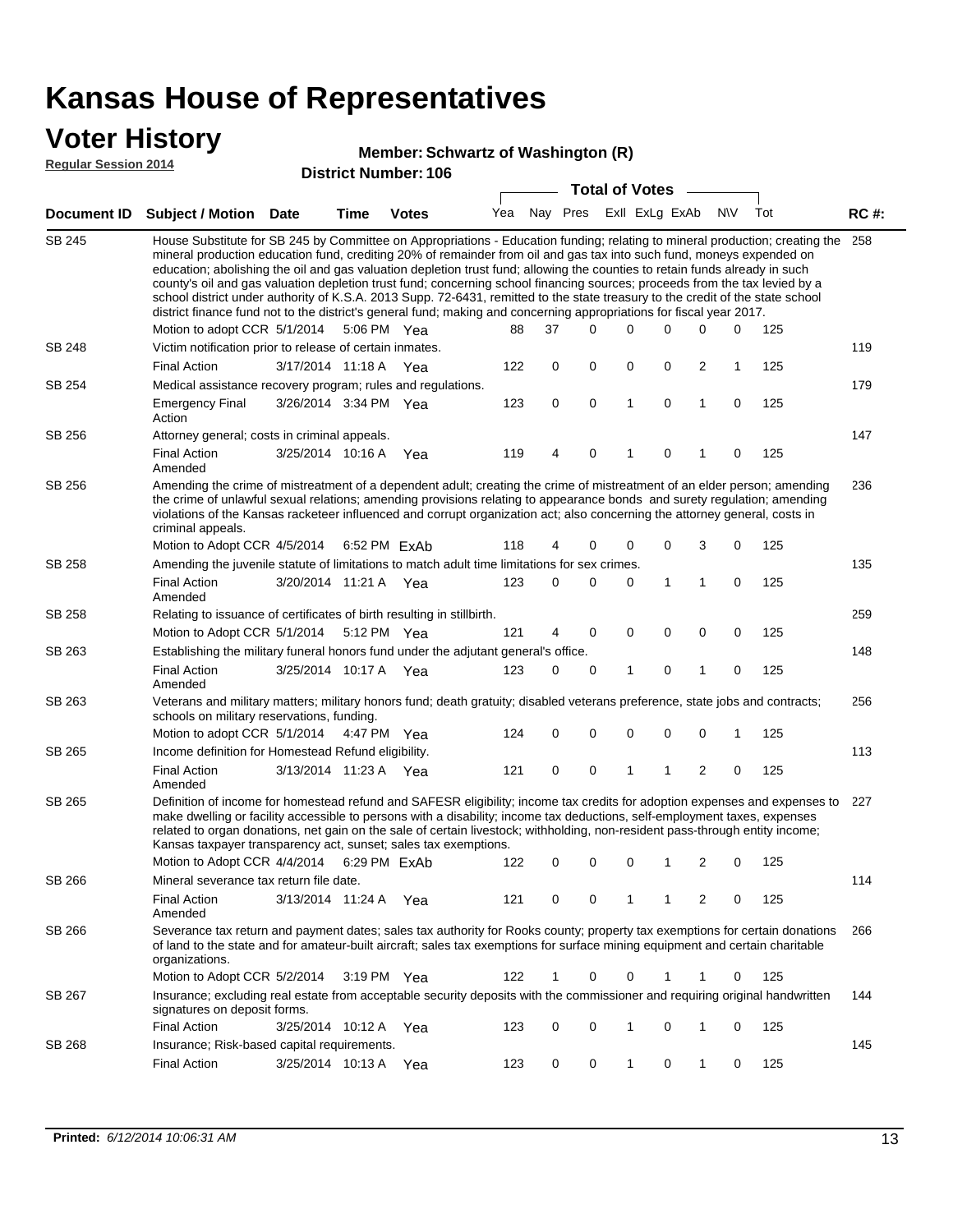# Kansas House of Representatives

## Voter History

**Regular Session 2014**

**Member: Schwartz of Washington (R)**

**District Number: 106**

| Document ID | Subject / Motion | Date | Time | Votes | Yea | Nay | Pres | ExlI | ExLg | ExAb | N\V | Tot | RC #: |
|---|---|---|---|---|---|---|---|---|---|---|---|---|---|
| SB 245 | House Substitute for SB 245 by Committee on Appropriations - Education funding; relating to mineral production; creating the mineral production education fund, crediting 20% of remainder from oil and gas tax into such fund, moneys expended on education; abolishing the oil and gas valuation depletion trust fund; allowing the counties to retain funds already in such county's oil and gas valuation depletion trust fund; concerning school financing sources; proceeds from the tax levied by a school district under authority of K.S.A. 2013 Supp. 72-6431, remitted to the state treasury to the credit of the state school district finance fund not to the district's general fund; making and concerning appropriations for fiscal year 2017. | | | | | | | | | | | | 258 |
| | Motion to adopt CCR | 5/1/2014 | 5:06 PM | Yea | 88 | 37 | 0 | 0 | 0 | 0 | 0 | 125 | |
| SB 248 | Victim notification prior to release of certain inmates. | | | | | | | | | | | | 119 |
| | Final Action | 3/17/2014 | 11:18 A | Yea | 122 | 0 | 0 | 0 | 0 | 2 | 1 | 125 | |
| SB 254 | Medical assistance recovery program; rules and regulations. | | | | | | | | | | | | 179 |
| | Emergency Final Action | 3/26/2014 | 3:34 PM | Yea | 123 | 0 | 0 | 1 | 0 | 1 | 0 | 125 | |
| SB 256 | Attorney general; costs in criminal appeals. | | | | | | | | | | | | 147 |
| | Final Action Amended | 3/25/2014 | 10:16 A | Yea | 119 | 4 | 0 | 1 | 0 | 1 | 0 | 125 | |
| SB 256 | Amending the crime of mistreatment of a dependent adult; creating the crime of mistreatment of an elder person; amending the crime of unlawful sexual relations; amending provisions relating to appearance bonds and surety regulation; amending violations of the Kansas racketeer influenced and corrupt organization act; also concerning the attorney general, costs in criminal appeals. | | | | | | | | | | | | 236 |
| | Motion to Adopt CCR | 4/5/2014 | 6:52 PM | ExAb | 118 | 4 | 0 | 0 | 0 | 3 | 0 | 125 | |
| SB 258 | Amending the juvenile statute of limitations to match adult time limitations for sex crimes. | | | | | | | | | | | | 135 |
| | Final Action Amended | 3/20/2014 | 11:21 A | Yea | 123 | 0 | 0 | 0 | 1 | 1 | 0 | 125 | |
| SB 258 | Relating to issuance of certificates of birth resulting in stillbirth. | | | | | | | | | | | | 259 |
| | Motion to Adopt CCR | 5/1/2014 | 5:12 PM | Yea | 121 | 4 | 0 | 0 | 0 | 0 | 0 | 125 | |
| SB 263 | Establishing the military funeral honors fund under the adjutant general's office. | | | | | | | | | | | | 148 |
| | Final Action Amended | 3/25/2014 | 10:17 A | Yea | 123 | 0 | 0 | 1 | 0 | 1 | 0 | 125 | |
| SB 263 | Veterans and military matters; military honors fund; death gratuity; disabled veterans preference, state jobs and contracts; schools on military reservations, funding. | | | | | | | | | | | | 256 |
| | Motion to adopt CCR | 5/1/2014 | 4:47 PM | Yea | 124 | 0 | 0 | 0 | 0 | 0 | 1 | 125 | |
| SB 265 | Income definition for Homestead Refund eligibility. | | | | | | | | | | | | 113 |
| | Final Action Amended | 3/13/2014 | 11:23 A | Yea | 121 | 0 | 0 | 1 | 1 | 2 | 0 | 125 | |
| SB 265 | Definition of income for homestead refund and SAFESR eligibility; income tax credits for adoption expenses and expenses to make dwelling or facility accessible to persons with a disability; income tax deductions, self-employment taxes, expenses related to organ donations, net gain on the sale of certain livestock; withholding, non-resident pass-through entity income; Kansas taxpayer transparency act, sunset; sales tax exemptions. | | | | | | | | | | | | 227 |
| | Motion to Adopt CCR | 4/4/2014 | 6:29 PM | ExAb | 122 | 0 | 0 | 0 | 1 | 2 | 0 | 125 | |
| SB 266 | Mineral severance tax return file date. | | | | | | | | | | | | 114 |
| | Final Action Amended | 3/13/2014 | 11:24 A | Yea | 121 | 0 | 0 | 1 | 1 | 2 | 0 | 125 | |
| SB 266 | Severance tax return and payment dates; sales tax authority for Rooks county; property tax exemptions for certain donations of land to the state and for amateur-built aircraft; sales tax exemptions for surface mining equipment and certain charitable organizations. | | | | | | | | | | | | 266 |
| | Motion to Adopt CCR | 5/2/2014 | 3:19 PM | Yea | 122 | 1 | 0 | 0 | 1 | 1 | 0 | 125 | |
| SB 267 | Insurance; excluding real estate from acceptable security deposits with the commissioner and requiring original handwritten signatures on deposit forms. | | | | | | | | | | | | 144 |
| | Final Action | 3/25/2014 | 10:12 A | Yea | 123 | 0 | 0 | 1 | 0 | 1 | 0 | 125 | |
| SB 268 | Insurance; Risk-based capital requirements. | | | | | | | | | | | | 145 |
| | Final Action | 3/25/2014 | 10:13 A | Yea | 123 | 0 | 0 | 1 | 0 | 1 | 0 | 125 | |

**Printed:** *6/12/2014 10:06:31 AM*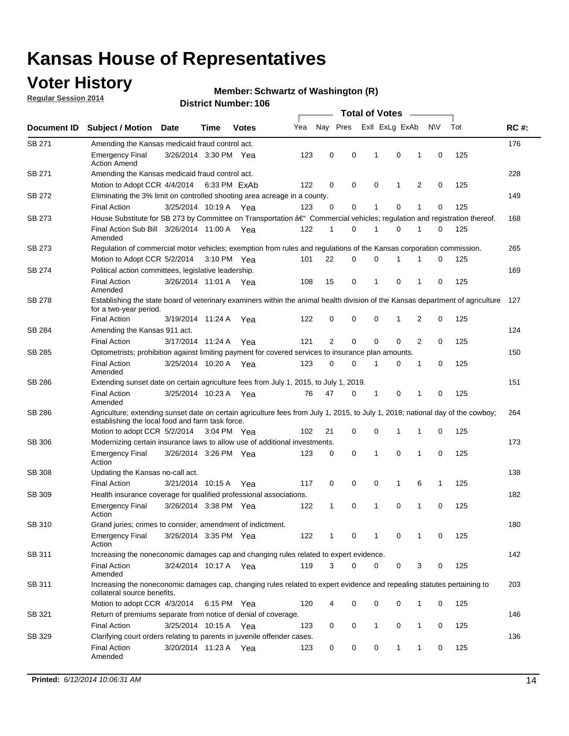# Kansas House of Representatives

## Voter History

**Regular Session 2014**

**Member: Schwartz of Washington (R)**

**District Number: 106**

| Document ID | Subject / Motion | Date | Time | Votes | Yea | Nay | Pres | ExII | ExLg | ExAb | N\V | Tot | RC #: |
|---|---|---|---|---|---|---|---|---|---|---|---|---|---|
| SB 271 | Amending the Kansas medicaid fraud control act. | | | | | | | | | | | | 176 |
| | Emergency Final Action Amend | 3/26/2014 | 3:30 PM | Yea | 123 | 0 | 0 | 1 | 0 | 1 | 0 | 125 | |
| SB 271 | Amending the Kansas medicaid fraud control act. | | | | | | | | | | | | 228 |
| | Motion to Adopt CCR | 4/4/2014 | 6:33 PM | ExAb | 122 | 0 | 0 | 0 | 1 | 2 | 0 | 125 | |
| SB 272 | Eliminating the 3% limit on controlled shooting area acreage in a county. | | | | | | | | | | | | 149 |
| | Final Action | 3/25/2014 | 10:19 A | Yea | 123 | 0 | 0 | 1 | 0 | 1 | 0 | 125 | |
| SB 273 | House Substitute for SB 273 by Committee on Transportation â€" Commercial vehicles; regulation and registration thereof. | | | | | | | | | | | | 168 |
| | Final Action Sub Bill Amended | 3/26/2014 | 11:00 A | Yea | 122 | 1 | 0 | 1 | 0 | 1 | 0 | 125 | |
| SB 273 | Regulation of commercial motor vehicles; exemption from rules and regulations of the Kansas corporation commission. | | | | | | | | | | | | 265 |
| | Motion to Adopt CCR | 5/2/2014 | 3:10 PM | Yea | 101 | 22 | 0 | 0 | 1 | 1 | 0 | 125 | |
| SB 274 | Political action committees, legislative leadership. | | | | | | | | | | | | 169 |
| | Final Action Amended | 3/26/2014 | 11:01 A | Yea | 108 | 15 | 0 | 1 | 0 | 1 | 0 | 125 | |
| SB 278 | Establishing the state board of veterinary examiners within the animal health division of the Kansas department of agriculture for a two-year period. | | | | | | | | | | | | 127 |
| | Final Action | 3/19/2014 | 11:24 A | Yea | 122 | 0 | 0 | 0 | 1 | 2 | 0 | 125 | |
| SB 284 | Amending the Kansas 911 act. | | | | | | | | | | | | 124 |
| | Final Action | 3/17/2014 | 11:24 A | Yea | 121 | 2 | 0 | 0 | 0 | 2 | 0 | 125 | |
| SB 285 | Optometrists; prohibition against limiting payment for covered services to insurance plan amounts. | | | | | | | | | | | | 150 |
| | Final Action Amended | 3/25/2014 | 10:20 A | Yea | 123 | 0 | 0 | 1 | 0 | 1 | 0 | 125 | |
| SB 286 | Extending sunset date on certain agriculture fees from July 1, 2015, to July 1, 2019. | | | | | | | | | | | | 151 |
| | Final Action Amended | 3/25/2014 | 10:23 A | Yea | 76 | 47 | 0 | 1 | 0 | 1 | 0 | 125 | |
| SB 286 | Agriculture; extending sunset date on certain agriculture fees from July 1, 2015, to July 1, 2018; national day of the cowboy; establishing the local food and farm task force. | | | | | | | | | | | | 264 |
| | Motion to adopt CCR | 5/2/2014 | 3:04 PM | Yea | 102 | 21 | 0 | 0 | 1 | 1 | 0 | 125 | |
| SB 306 | Modernizing certain insurance laws to allow use of additional investments. | | | | | | | | | | | | 173 |
| | Emergency Final Action | 3/26/2014 | 3:26 PM | Yea | 123 | 0 | 0 | 1 | 0 | 1 | 0 | 125 | |
| SB 308 | Updating the Kansas no-call act. | | | | | | | | | | | | 138 |
| | Final Action | 3/21/2014 | 10:15 A | Yea | 117 | 0 | 0 | 0 | 1 | 6 | 1 | 125 | |
| SB 309 | Health insurance coverage for qualified professional associations. | | | | | | | | | | | | 182 |
| | Emergency Final Action | 3/26/2014 | 3:38 PM | Yea | 122 | 1 | 0 | 1 | 0 | 1 | 0 | 125 | |
| SB 310 | Grand juries; crimes to consider; amendment of indictment. | | | | | | | | | | | | 180 |
| | Emergency Final Action | 3/26/2014 | 3:35 PM | Yea | 122 | 1 | 0 | 1 | 0 | 1 | 0 | 125 | |
| SB 311 | Increasing the noneconomic damages cap and changing rules related to expert evidence. | | | | | | | | | | | | 142 |
| | Final Action Amended | 3/24/2014 | 10:17 A | Yea | 119 | 3 | 0 | 0 | 0 | 3 | 0 | 125 | |
| SB 311 | Increasing the noneconomic damages cap, changing rules related to expert evidence and repealing statutes pertaining to collateral source benefits. | | | | | | | | | | | | 203 |
| | Motion to adopt CCR | 4/3/2014 | 6:15 PM | Yea | 120 | 4 | 0 | 0 | 0 | 1 | 0 | 125 | |
| SB 321 | Return of premiums separate from notice of denial of coverage. | | | | | | | | | | | | 146 |
| | Final Action | 3/25/2014 | 10:15 A | Yea | 123 | 0 | 0 | 1 | 0 | 1 | 0 | 125 | |
| SB 329 | Clarifying court orders relating to parents in juvenile offender cases. | | | | | | | | | | | | 136 |
| | Final Action Amended | 3/20/2014 | 11:23 A | Yea | 123 | 0 | 0 | 0 | 1 | 1 | 0 | 125 | |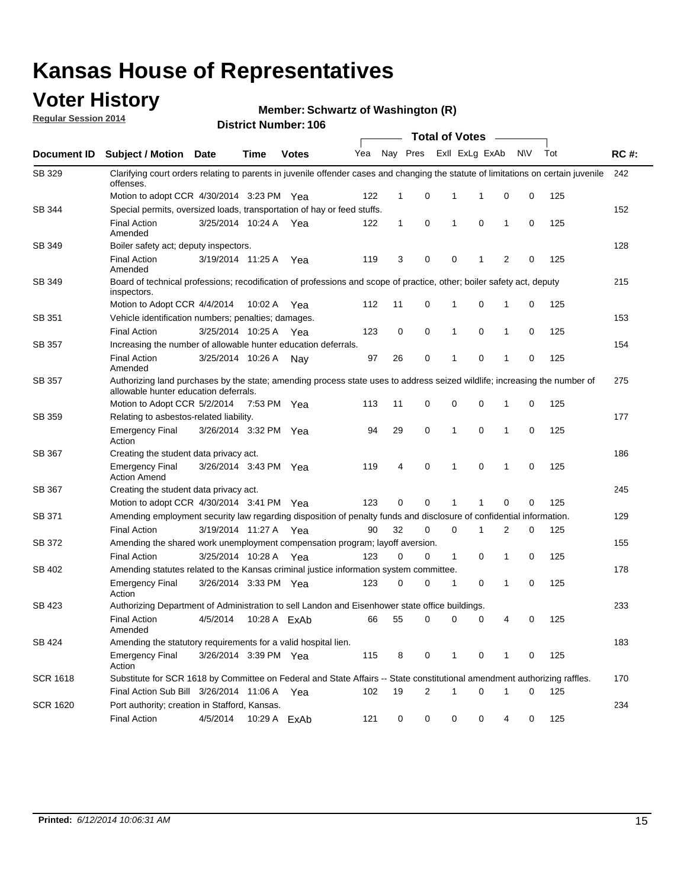# Kansas House of Representatives

## Voter History

**Regular Session 2014**

**Member: Schwartz of Washington (R)**

**District Number: 106**

| Document ID | Subject / Motion | Date | Time | Votes | Yea | Nay | Pres | ExII | ExLg | ExAb | N\V | Tot | RC #: |
|---|---|---|---|---|---|---|---|---|---|---|---|---|---|
| SB 329 | Clarifying court orders relating to parents in juvenile offender cases and changing the statute of limitations on certain juvenile offenses. | | | | | | | | | | | | 242 |
| | Motion to adopt CCR | 4/30/2014 | 3:23 PM | Yea | 122 | 1 | 0 | 1 | 1 | 0 | 0 | 125 | |
| SB 344 | Special permits, oversized loads, transportation of hay or feed stuffs. | | | | | | | | | | | | 152 |
| | Final Action Amended | 3/25/2014 | 10:24 A | Yea | 122 | 1 | 0 | 1 | 0 | 1 | 0 | 125 | |
| SB 349 | Boiler safety act; deputy inspectors. | | | | | | | | | | | | 128 |
| | Final Action Amended | 3/19/2014 | 11:25 A | Yea | 119 | 3 | 0 | 0 | 1 | 2 | 0 | 125 | |
| SB 349 | Board of technical professions; recodification of professions and scope of practice, other; boiler safety act, deputy inspectors. | | | | | | | | | | | | 215 |
| | Motion to Adopt CCR | 4/4/2014 | 10:02 A | Yea | 112 | 11 | 0 | 1 | 0 | 1 | 0 | 125 | |
| SB 351 | Vehicle identification numbers; penalties; damages. | | | | | | | | | | | | 153 |
| | Final Action | 3/25/2014 | 10:25 A | Yea | 123 | 0 | 0 | 1 | 0 | 1 | 0 | 125 | |
| SB 357 | Increasing the number of allowable hunter education deferrals. | | | | | | | | | | | | 154 |
| | Final Action Amended | 3/25/2014 | 10:26 A | Nay | 97 | 26 | 0 | 1 | 0 | 1 | 0 | 125 | |
| SB 357 | Authorizing land purchases by the state; amending process state uses to address seized wildlife; increasing the number of allowable hunter education deferrals. | | | | | | | | | | | | 275 |
| | Motion to Adopt CCR | 5/2/2014 | 7:53 PM | Yea | 113 | 11 | 0 | 0 | 0 | 1 | 0 | 125 | |
| SB 359 | Relating to asbestos-related liability. | | | | | | | | | | | | 177 |
| | Emergency Final Action | 3/26/2014 | 3:32 PM | Yea | 94 | 29 | 0 | 1 | 0 | 1 | 0 | 125 | |
| SB 367 | Creating the student data privacy act. | | | | | | | | | | | | 186 |
| | Emergency Final Action Amend | 3/26/2014 | 3:43 PM | Yea | 119 | 4 | 0 | 1 | 0 | 1 | 0 | 125 | |
| SB 367 | Creating the student data privacy act. | | | | | | | | | | | | 245 |
| | Motion to adopt CCR | 4/30/2014 | 3:41 PM | Yea | 123 | 0 | 0 | 1 | 1 | 0 | 0 | 125 | |
| SB 371 | Amending employment security law regarding disposition of penalty funds and disclosure of confidential information. | | | | | | | | | | | | 129 |
| | Final Action | 3/19/2014 | 11:27 A | Yea | 90 | 32 | 0 | 0 | 1 | 2 | 0 | 125 | |
| SB 372 | Amending the shared work unemployment compensation program; layoff aversion. | | | | | | | | | | | | 155 |
| | Final Action | 3/25/2014 | 10:28 A | Yea | 123 | 0 | 0 | 1 | 0 | 1 | 0 | 125 | |
| SB 402 | Amending statutes related to the Kansas criminal justice information system committee. | | | | | | | | | | | | 178 |
| | Emergency Final Action | 3/26/2014 | 3:33 PM | Yea | 123 | 0 | 0 | 1 | 0 | 1 | 0 | 125 | |
| SB 423 | Authorizing Department of Administration to sell Landon and Eisenhower state office buildings. | | | | | | | | | | | | 233 |
| | Final Action Amended | 4/5/2014 | 10:28 A | ExAb | 66 | 55 | 0 | 0 | 0 | 4 | 0 | 125 | |
| SB 424 | Amending the statutory requirements for a valid hospital lien. | | | | | | | | | | | | 183 |
| | Emergency Final Action | 3/26/2014 | 3:39 PM | Yea | 115 | 8 | 0 | 1 | 0 | 1 | 0 | 125 | |
| SCR 1618 | Substitute for SCR 1618 by Committee on Federal and State Affairs -- State constitutional amendment authorizing raffles. | | | | | | | | | | | | 170 |
| | Final Action Sub Bill | 3/26/2014 | 11:06 A | Yea | 102 | 19 | 2 | 1 | 0 | 1 | 0 | 125 | |
| SCR 1620 | Port authority; creation in Stafford, Kansas. | | | | | | | | | | | | 234 |
| | Final Action | 4/5/2014 | 10:29 A | ExAb | 121 | 0 | 0 | 0 | 0 | 4 | 0 | 125 | |

**Printed:** *6/12/2014 10:06:31 AM*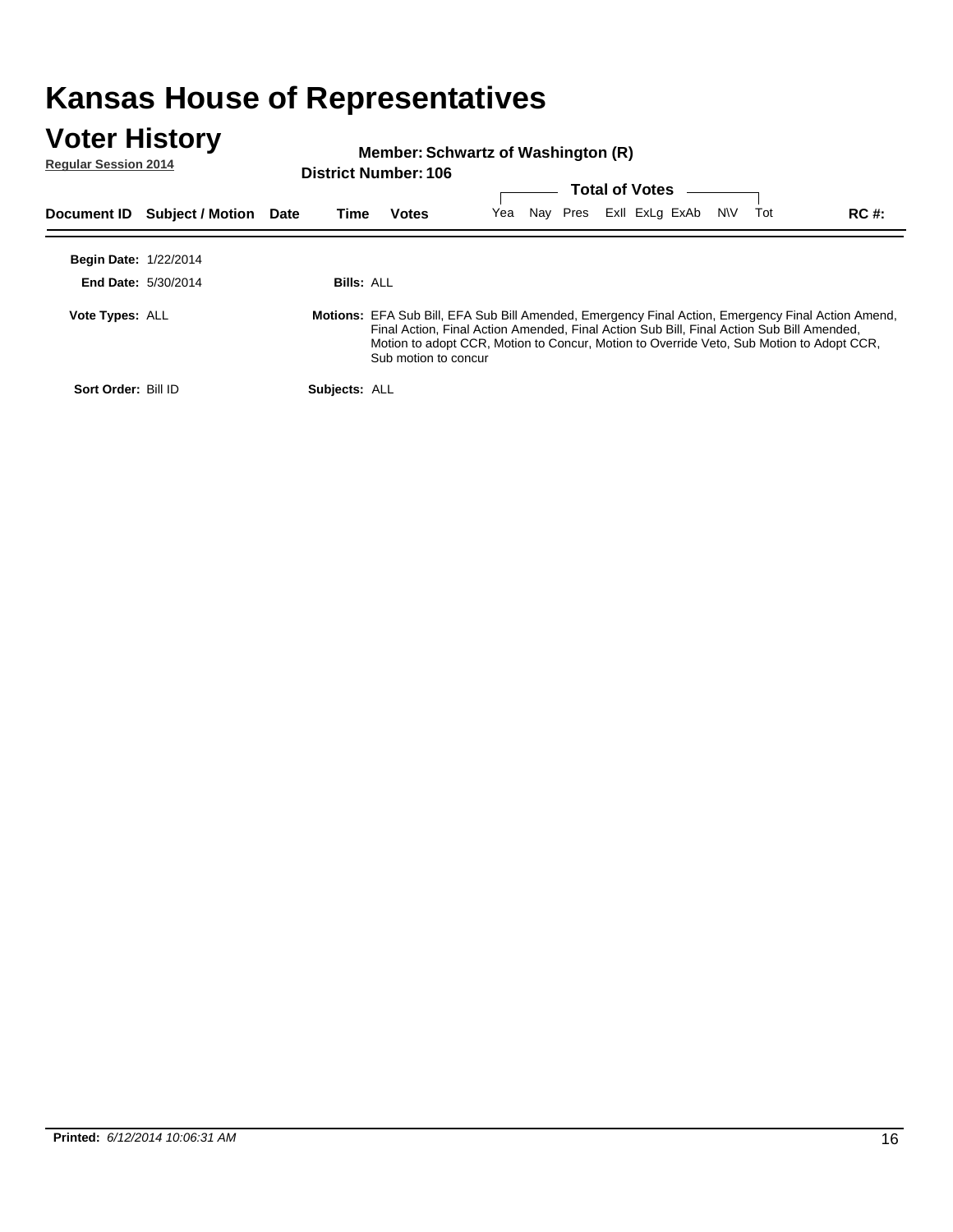# Kansas House of Representatives

## Voter History

**Regular Session 2014**

**Member: Schwartz of Washington (R)**

**District Number: 106**

| Document ID | Subject / Motion | Date | Time | Votes | Yea | Nay | Pres | ExII | ExLg | ExAb | N\V | Tot | RC #: |
|---|---|---|---|---|---|---|---|---|---|---|---|---|---|

Total of Votes

**Begin Date:** 1/22/2014

**End Date:** 5/30/2014

**Bills:** ALL

**Vote Types:** ALL

**Motions:** EFA Sub Bill, EFA Sub Bill Amended, Emergency Final Action, Emergency Final Action Amend, Final Action, Final Action Amended, Final Action Sub Bill, Final Action Sub Bill Amended, Motion to adopt CCR, Motion to Concur, Motion to Override Veto, Sub Motion to Adopt CCR, Sub motion to concur

**Sort Order:** Bill ID

**Subjects:** ALL

**Printed:** *6/12/2014 10:06:31 AM*